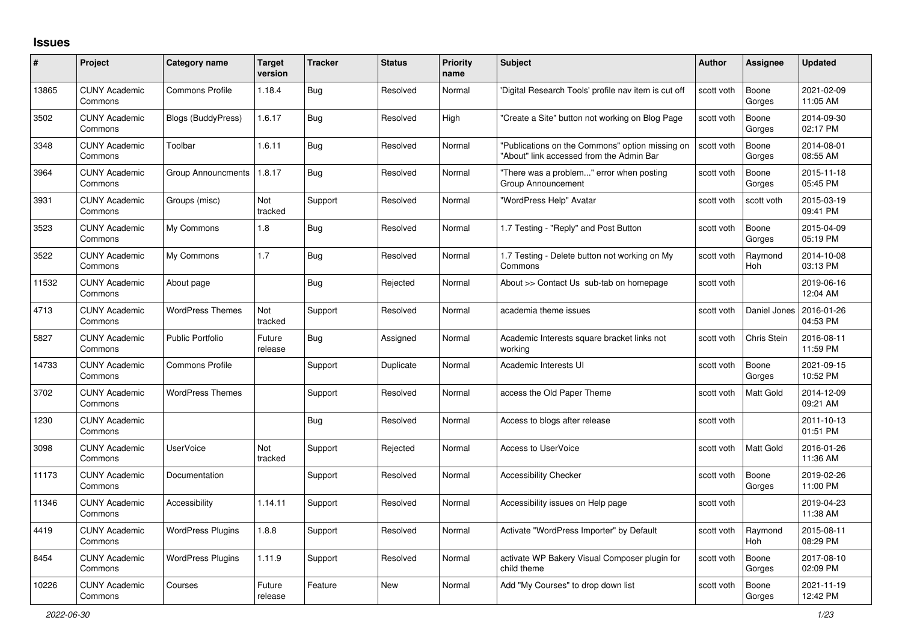## Issues

| # | Project | Category name | Target version | Tracker | Status | Priority name | Subject | Author | Assignee | Updated |
|---|---|---|---|---|---|---|---|---|---|---|
| 13865 | CUNY Academic Commons | Commons Profile | 1.18.4 | Bug | Resolved | Normal | 'Digital Research Tools' profile nav item is cut off | scott voth | Boone Gorges | 2021-02-09 11:05 AM |
| 3502 | CUNY Academic Commons | Blogs (BuddyPress) | 1.6.17 | Bug | Resolved | High | "Create a Site" button not working on Blog Page | scott voth | Boone Gorges | 2014-09-30 02:17 PM |
| 3348 | CUNY Academic Commons | Toolbar | 1.6.11 | Bug | Resolved | Normal | "Publications on the Commons" option missing on "About" link accessed from the Admin Bar | scott voth | Boone Gorges | 2014-08-01 08:55 AM |
| 3964 | CUNY Academic Commons | Group Announcments | 1.8.17 | Bug | Resolved | Normal | "There was a problem..." error when posting Group Announcement | scott voth | Boone Gorges | 2015-11-18 05:45 PM |
| 3931 | CUNY Academic Commons | Groups (misc) | Not tracked | Support | Resolved | Normal | "WordPress Help" Avatar | scott voth | scott voth | 2015-03-19 09:41 PM |
| 3523 | CUNY Academic Commons | My Commons | 1.8 | Bug | Resolved | Normal | 1.7 Testing - "Reply" and Post Button | scott voth | Boone Gorges | 2015-04-09 05:19 PM |
| 3522 | CUNY Academic Commons | My Commons | 1.7 | Bug | Resolved | Normal | 1.7 Testing - Delete button not working on My Commons | scott voth | Raymond Hoh | 2014-10-08 03:13 PM |
| 11532 | CUNY Academic Commons | About page | | Bug | Rejected | Normal | About >> Contact Us sub-tab on homepage | scott voth | | 2019-06-16 12:04 AM |
| 4713 | CUNY Academic Commons | WordPress Themes | Not tracked | Support | Resolved | Normal | academia theme issues | scott voth | Daniel Jones | 2016-01-26 04:53 PM |
| 5827 | CUNY Academic Commons | Public Portfolio | Future release | Bug | Assigned | Normal | Academic Interests square bracket links not working | scott voth | Chris Stein | 2016-08-11 11:59 PM |
| 14733 | CUNY Academic Commons | Commons Profile | | Support | Duplicate | Normal | Academic Interests UI | scott voth | Boone Gorges | 2021-09-15 10:52 PM |
| 3702 | CUNY Academic Commons | WordPress Themes | | Support | Resolved | Normal | access the Old Paper Theme | scott voth | Matt Gold | 2014-12-09 09:21 AM |
| 1230 | CUNY Academic Commons | | | Bug | Resolved | Normal | Access to blogs after release | scott voth | | 2011-10-13 01:51 PM |
| 3098 | CUNY Academic Commons | UserVoice | Not tracked | Support | Rejected | Normal | Access to UserVoice | scott voth | Matt Gold | 2016-01-26 11:36 AM |
| 11173 | CUNY Academic Commons | Documentation | | Support | Resolved | Normal | Accessibility Checker | scott voth | Boone Gorges | 2019-02-26 11:00 PM |
| 11346 | CUNY Academic Commons | Accessibility | 1.14.11 | Support | Resolved | Normal | Accessibility issues on Help page | scott voth | | 2019-04-23 11:38 AM |
| 4419 | CUNY Academic Commons | WordPress Plugins | 1.8.8 | Support | Resolved | Normal | Activate "WordPress Importer" by Default | scott voth | Raymond Hoh | 2015-08-11 08:29 PM |
| 8454 | CUNY Academic Commons | WordPress Plugins | 1.11.9 | Support | Resolved | Normal | activate WP Bakery Visual Composer plugin for child theme | scott voth | Boone Gorges | 2017-08-10 02:09 PM |
| 10226 | CUNY Academic Commons | Courses | Future release | Feature | New | Normal | Add "My Courses" to drop down list | scott voth | Boone Gorges | 2021-11-19 12:42 PM |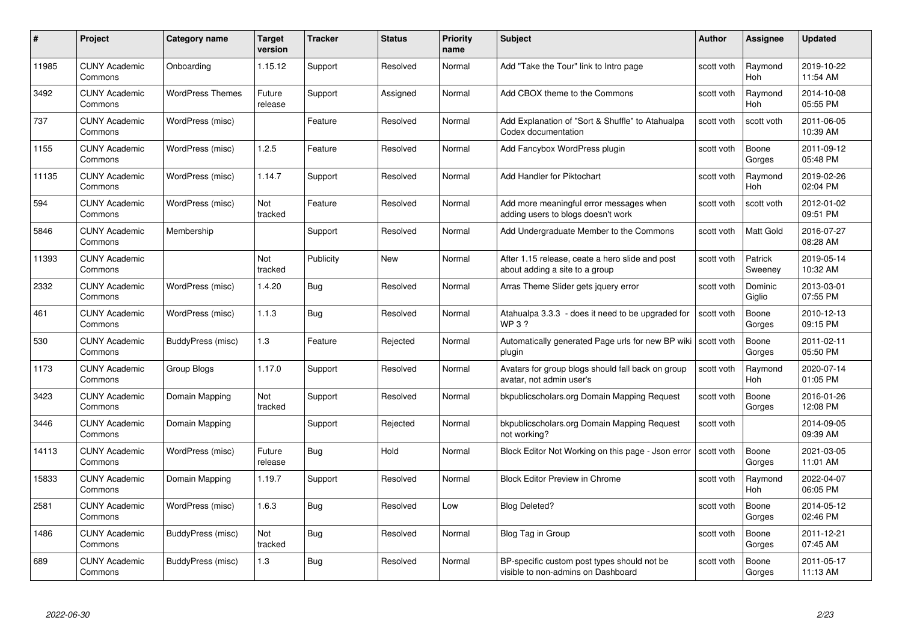| # | Project | Category name | Target version | Tracker | Status | Priority name | Subject | Author | Assignee | Updated |
|---|---|---|---|---|---|---|---|---|---|---|
| 11985 | CUNY Academic Commons | Onboarding | 1.15.12 | Support | Resolved | Normal | Add "Take the Tour" link to Intro page | scott voth | Raymond Hoh | 2019-10-22 11:54 AM |
| 3492 | CUNY Academic Commons | WordPress Themes | Future release | Support | Assigned | Normal | Add CBOX theme to the Commons | scott voth | Raymond Hoh | 2014-10-08 05:55 PM |
| 737 | CUNY Academic Commons | WordPress (misc) | | Feature | Resolved | Normal | Add Explanation of "Sort & Shuffle" to Atahualpa Codex documentation | scott voth | scott voth | 2011-06-05 10:39 AM |
| 1155 | CUNY Academic Commons | WordPress (misc) | 1.2.5 | Feature | Resolved | Normal | Add Fancybox WordPress plugin | scott voth | Boone Gorges | 2011-09-12 05:48 PM |
| 11135 | CUNY Academic Commons | WordPress (misc) | 1.14.7 | Support | Resolved | Normal | Add Handler for Piktochart | scott voth | Raymond Hoh | 2019-02-26 02:04 PM |
| 594 | CUNY Academic Commons | WordPress (misc) | Not tracked | Feature | Resolved | Normal | Add more meaningful error messages when adding users to blogs doesn't work | scott voth | scott voth | 2012-01-02 09:51 PM |
| 5846 | CUNY Academic Commons | Membership | | Support | Resolved | Normal | Add Undergraduate Member to the Commons | scott voth | Matt Gold | 2016-07-27 08:28 AM |
| 11393 | CUNY Academic Commons | | Not tracked | Publicity | New | Normal | After 1.15 release, ceate a hero slide and post about adding a site to a group | scott voth | Patrick Sweeney | 2019-05-14 10:32 AM |
| 2332 | CUNY Academic Commons | WordPress (misc) | 1.4.20 | Bug | Resolved | Normal | Arras Theme Slider gets jquery error | scott voth | Dominic Giglio | 2013-03-01 07:55 PM |
| 461 | CUNY Academic Commons | WordPress (misc) | 1.1.3 | Bug | Resolved | Normal | Atahualpa 3.3.3 - does it need to be upgraded for WP 3 ? | scott voth | Boone Gorges | 2010-12-13 09:15 PM |
| 530 | CUNY Academic Commons | BuddyPress (misc) | 1.3 | Feature | Rejected | Normal | Automatically generated Page urls for new BP wiki plugin | scott voth | Boone Gorges | 2011-02-11 05:50 PM |
| 1173 | CUNY Academic Commons | Group Blogs | 1.17.0 | Support | Resolved | Normal | Avatars for group blogs should fall back on group avatar, not admin user's | scott voth | Raymond Hoh | 2020-07-14 01:05 PM |
| 3423 | CUNY Academic Commons | Domain Mapping | Not tracked | Support | Resolved | Normal | bkpublicscholars.org Domain Mapping Request | scott voth | Boone Gorges | 2016-01-26 12:08 PM |
| 3446 | CUNY Academic Commons | Domain Mapping | | Support | Rejected | Normal | bkpublicscholars.org Domain Mapping Request not working? | scott voth | | 2014-09-05 09:39 AM |
| 14113 | CUNY Academic Commons | WordPress (misc) | Future release | Bug | Hold | Normal | Block Editor Not Working on this page - Json error | scott voth | Boone Gorges | 2021-03-05 11:01 AM |
| 15833 | CUNY Academic Commons | Domain Mapping | 1.19.7 | Support | Resolved | Normal | Block Editor Preview in Chrome | scott voth | Raymond Hoh | 2022-04-07 06:05 PM |
| 2581 | CUNY Academic Commons | WordPress (misc) | 1.6.3 | Bug | Resolved | Low | Blog Deleted? | scott voth | Boone Gorges | 2014-05-12 02:46 PM |
| 1486 | CUNY Academic Commons | BuddyPress (misc) | Not tracked | Bug | Resolved | Normal | Blog Tag in Group | scott voth | Boone Gorges | 2011-12-21 07:45 AM |
| 689 | CUNY Academic Commons | BuddyPress (misc) | 1.3 | Bug | Resolved | Normal | BP-specific custom post types should not be visible to non-admins on Dashboard | scott voth | Boone Gorges | 2011-05-17 11:13 AM |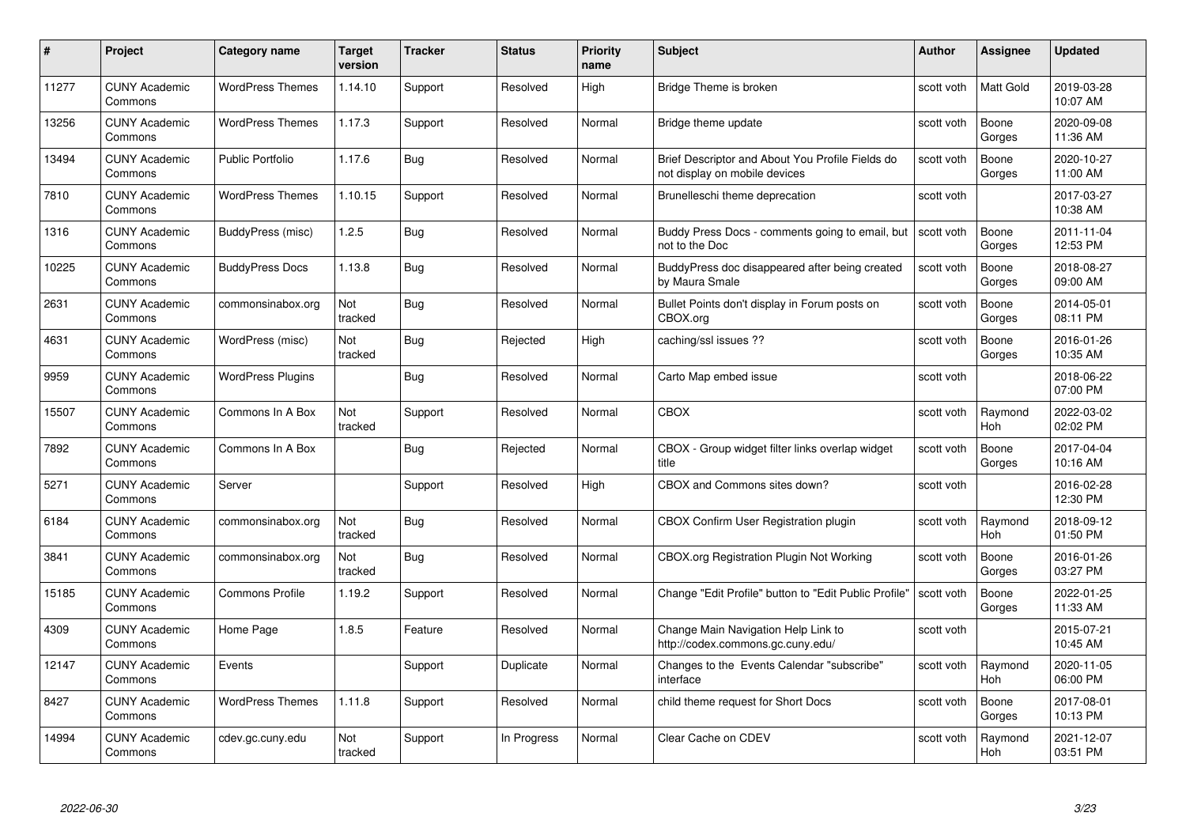| # | Project | Category name | Target version | Tracker | Status | Priority name | Subject | Author | Assignee | Updated |
|---|---|---|---|---|---|---|---|---|---|---|
| 11277 | CUNY Academic Commons | WordPress Themes | 1.14.10 | Support | Resolved | High | Bridge Theme is broken | scott voth | Matt Gold | 2019-03-28 10:07 AM |
| 13256 | CUNY Academic Commons | WordPress Themes | 1.17.3 | Support | Resolved | Normal | Bridge theme update | scott voth | Boone Gorges | 2020-09-08 11:36 AM |
| 13494 | CUNY Academic Commons | Public Portfolio | 1.17.6 | Bug | Resolved | Normal | Brief Descriptor and About You Profile Fields do not display on mobile devices | scott voth | Boone Gorges | 2020-10-27 11:00 AM |
| 7810 | CUNY Academic Commons | WordPress Themes | 1.10.15 | Support | Resolved | Normal | Brunelleschi theme deprecation | scott voth | | 2017-03-27 10:38 AM |
| 1316 | CUNY Academic Commons | BuddyPress (misc) | 1.2.5 | Bug | Resolved | Normal | Buddy Press Docs - comments going to email, but not to the Doc | scott voth | Boone Gorges | 2011-11-04 12:53 PM |
| 10225 | CUNY Academic Commons | BuddyPress Docs | 1.13.8 | Bug | Resolved | Normal | BuddyPress doc disappeared after being created by Maura Smale | scott voth | Boone Gorges | 2018-08-27 09:00 AM |
| 2631 | CUNY Academic Commons | commonsinabox.org | Not tracked | Bug | Resolved | Normal | Bullet Points don't display in Forum posts on CBOX.org | scott voth | Boone Gorges | 2014-05-01 08:11 PM |
| 4631 | CUNY Academic Commons | WordPress (misc) | Not tracked | Bug | Rejected | High | caching/ssl issues ?? | scott voth | Boone Gorges | 2016-01-26 10:35 AM |
| 9959 | CUNY Academic Commons | WordPress Plugins | | Bug | Resolved | Normal | Carto Map embed issue | scott voth | | 2018-06-22 07:00 PM |
| 15507 | CUNY Academic Commons | Commons In A Box | Not tracked | Support | Resolved | Normal | CBOX | scott voth | Raymond Hoh | 2022-03-02 02:02 PM |
| 7892 | CUNY Academic Commons | Commons In A Box | | Bug | Rejected | Normal | CBOX - Group widget filter links overlap widget title | scott voth | Boone Gorges | 2017-04-04 10:16 AM |
| 5271 | CUNY Academic Commons | Server | | Support | Resolved | High | CBOX and Commons sites down? | scott voth | | 2016-02-28 12:30 PM |
| 6184 | CUNY Academic Commons | commonsinabox.org | Not tracked | Bug | Resolved | Normal | CBOX Confirm User Registration plugin | scott voth | Raymond Hoh | 2018-09-12 01:50 PM |
| 3841 | CUNY Academic Commons | commonsinabox.org | Not tracked | Bug | Resolved | Normal | CBOX.org Registration Plugin Not Working | scott voth | Boone Gorges | 2016-01-26 03:27 PM |
| 15185 | CUNY Academic Commons | Commons Profile | 1.19.2 | Support | Resolved | Normal | Change "Edit Profile" button to "Edit Public Profile" | scott voth | Boone Gorges | 2022-01-25 11:33 AM |
| 4309 | CUNY Academic Commons | Home Page | 1.8.5 | Feature | Resolved | Normal | Change Main Navigation Help Link to http://codex.commons.gc.cuny.edu/ | scott voth | | 2015-07-21 10:45 AM |
| 12147 | CUNY Academic Commons | Events | | Support | Duplicate | Normal | Changes to the Events Calendar "subscribe" interface | scott voth | Raymond Hoh | 2020-11-05 06:00 PM |
| 8427 | CUNY Academic Commons | WordPress Themes | 1.11.8 | Support | Resolved | Normal | child theme request for Short Docs | scott voth | Boone Gorges | 2017-08-01 10:13 PM |
| 14994 | CUNY Academic Commons | cdev.gc.cuny.edu | Not tracked | Support | In Progress | Normal | Clear Cache on CDEV | scott voth | Raymond Hoh | 2021-12-07 03:51 PM |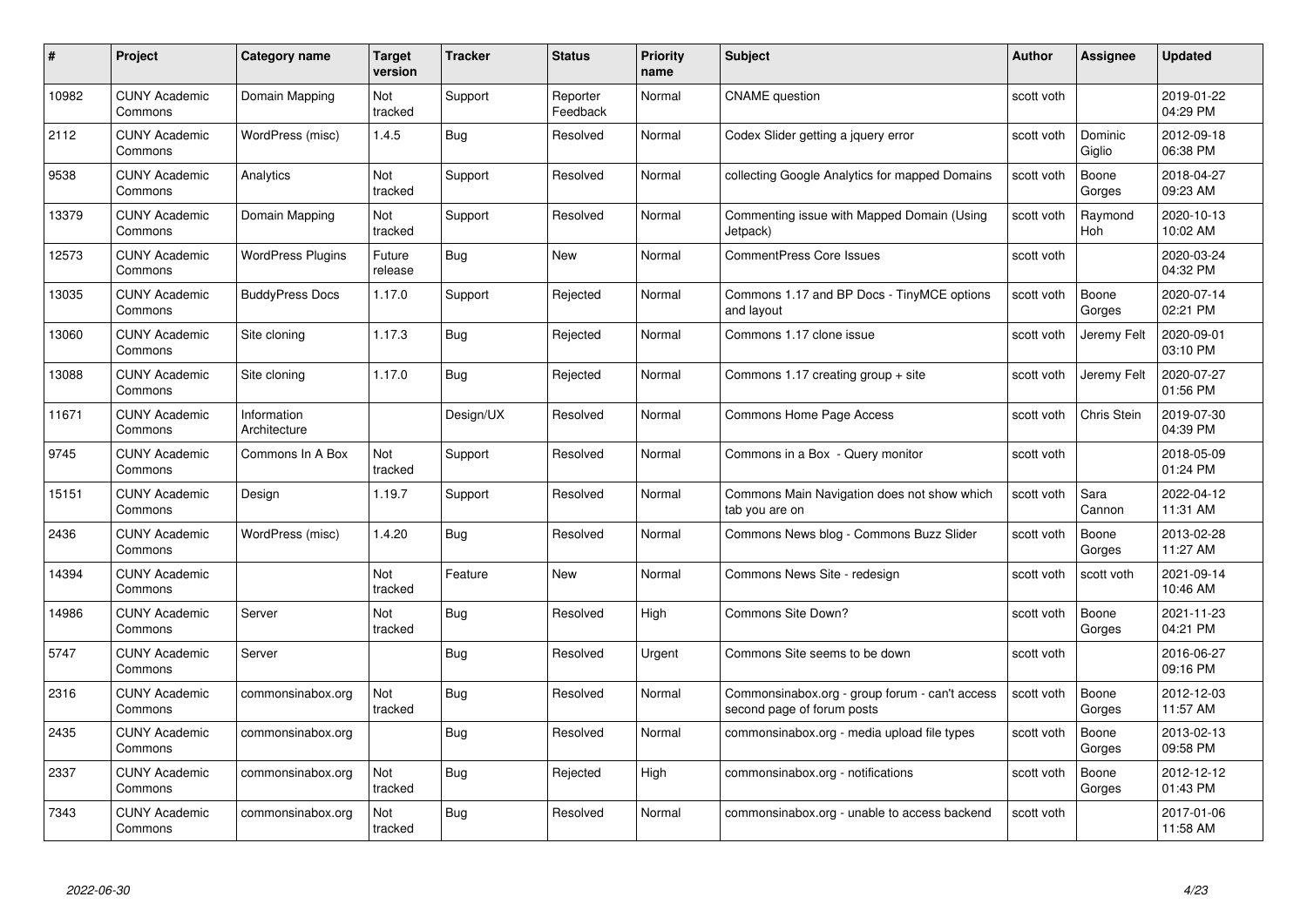| # | Project | Category name | Target version | Tracker | Status | Priority name | Subject | Author | Assignee | Updated |
|---|---|---|---|---|---|---|---|---|---|---|
| 10982 | CUNY Academic Commons | Domain Mapping | Not tracked | Support | Reporter Feedback | Normal | CNAME question | scott voth | | 2019-01-22 04:29 PM |
| 2112 | CUNY Academic Commons | WordPress (misc) | 1.4.5 | Bug | Resolved | Normal | Codex Slider getting a jquery error | scott voth | Dominic Giglio | 2012-09-18 06:38 PM |
| 9538 | CUNY Academic Commons | Analytics | Not tracked | Support | Resolved | Normal | collecting Google Analytics for mapped Domains | scott voth | Boone Gorges | 2018-04-27 09:23 AM |
| 13379 | CUNY Academic Commons | Domain Mapping | Not tracked | Support | Resolved | Normal | Commenting issue with Mapped Domain (Using Jetpack) | scott voth | Raymond Hoh | 2020-10-13 10:02 AM |
| 12573 | CUNY Academic Commons | WordPress Plugins | Future release | Bug | New | Normal | CommentPress Core Issues | scott voth | | 2020-03-24 04:32 PM |
| 13035 | CUNY Academic Commons | BuddyPress Docs | 1.17.0 | Support | Rejected | Normal | Commons 1.17 and BP Docs - TinyMCE options and layout | scott voth | Boone Gorges | 2020-07-14 02:21 PM |
| 13060 | CUNY Academic Commons | Site cloning | 1.17.3 | Bug | Rejected | Normal | Commons 1.17 clone issue | scott voth | Jeremy Felt | 2020-09-01 03:10 PM |
| 13088 | CUNY Academic Commons | Site cloning | 1.17.0 | Bug | Rejected | Normal | Commons 1.17 creating group + site | scott voth | Jeremy Felt | 2020-07-27 01:56 PM |
| 11671 | CUNY Academic Commons | Information Architecture | | Design/UX | Resolved | Normal | Commons Home Page Access | scott voth | Chris Stein | 2019-07-30 04:39 PM |
| 9745 | CUNY Academic Commons | Commons In A Box | Not tracked | Support | Resolved | Normal | Commons in a Box - Query monitor | scott voth | | 2018-05-09 01:24 PM |
| 15151 | CUNY Academic Commons | Design | 1.19.7 | Support | Resolved | Normal | Commons Main Navigation does not show which tab you are on | scott voth | Sara Cannon | 2022-04-12 11:31 AM |
| 2436 | CUNY Academic Commons | WordPress (misc) | 1.4.20 | Bug | Resolved | Normal | Commons News blog - Commons Buzz Slider | scott voth | Boone Gorges | 2013-02-28 11:27 AM |
| 14394 | CUNY Academic Commons | | Not tracked | Feature | New | Normal | Commons News Site - redesign | scott voth | scott voth | 2021-09-14 10:46 AM |
| 14986 | CUNY Academic Commons | Server | Not tracked | Bug | Resolved | High | Commons Site Down? | scott voth | Boone Gorges | 2021-11-23 04:21 PM |
| 5747 | CUNY Academic Commons | Server | | Bug | Resolved | Urgent | Commons Site seems to be down | scott voth | | 2016-06-27 09:16 PM |
| 2316 | CUNY Academic Commons | commonsinabox.org | Not tracked | Bug | Resolved | Normal | Commonsinabox.org - group forum - can't access second page of forum posts | scott voth | Boone Gorges | 2012-12-03 11:57 AM |
| 2435 | CUNY Academic Commons | commonsinabox.org | | Bug | Resolved | Normal | commonsinabox.org - media upload file types | scott voth | Boone Gorges | 2013-02-13 09:58 PM |
| 2337 | CUNY Academic Commons | commonsinabox.org | Not tracked | Bug | Rejected | High | commonsinabox.org - notifications | scott voth | Boone Gorges | 2012-12-12 01:43 PM |
| 7343 | CUNY Academic Commons | commonsinabox.org | Not tracked | Bug | Resolved | Normal | commonsinabox.org - unable to access backend | scott voth | | 2017-01-06 11:58 AM |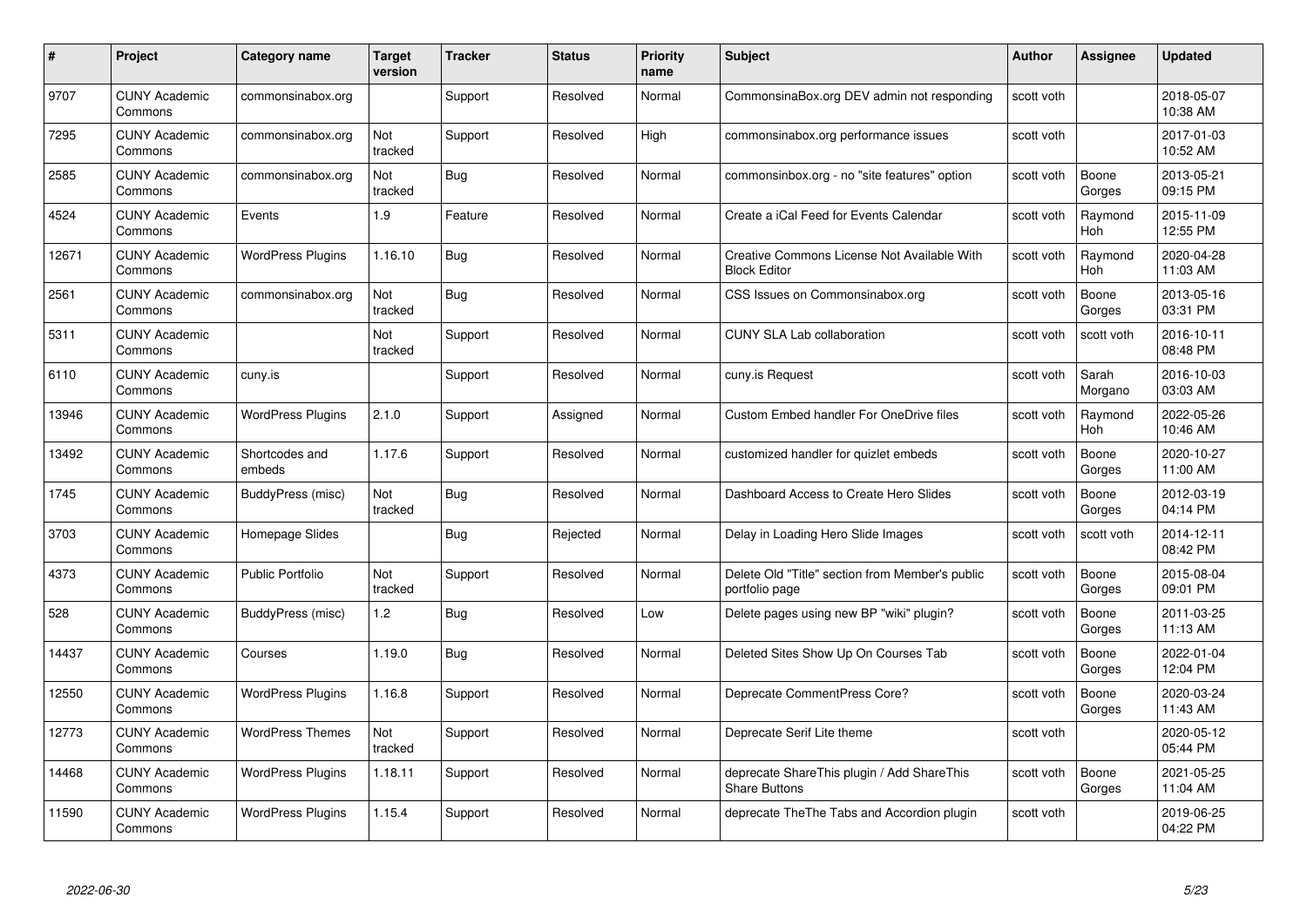| # | Project | Category name | Target version | Tracker | Status | Priority name | Subject | Author | Assignee | Updated |
|---|---|---|---|---|---|---|---|---|---|---|
| 9707 | CUNY Academic Commons | commonsinabox.org | | Support | Resolved | Normal | CommonsinaBox.org DEV admin not responding | scott voth | | 2018-05-07 10:38 AM |
| 7295 | CUNY Academic Commons | commonsinabox.org | Not tracked | Support | Resolved | High | commonsinabox.org performance issues | scott voth | | 2017-01-03 10:52 AM |
| 2585 | CUNY Academic Commons | commonsinabox.org | Not tracked | Bug | Resolved | Normal | commonsinbox.org - no "site features" option | scott voth | Boone Gorges | 2013-05-21 09:15 PM |
| 4524 | CUNY Academic Commons | Events | 1.9 | Feature | Resolved | Normal | Create a iCal Feed for Events Calendar | scott voth | Raymond Hoh | 2015-11-09 12:55 PM |
| 12671 | CUNY Academic Commons | WordPress Plugins | 1.16.10 | Bug | Resolved | Normal | Creative Commons License Not Available With Block Editor | scott voth | Raymond Hoh | 2020-04-28 11:03 AM |
| 2561 | CUNY Academic Commons | commonsinabox.org | Not tracked | Bug | Resolved | Normal | CSS Issues on Commonsinabox.org | scott voth | Boone Gorges | 2013-05-16 03:31 PM |
| 5311 | CUNY Academic Commons | | Not tracked | Support | Resolved | Normal | CUNY SLA Lab collaboration | scott voth | scott voth | 2016-10-11 08:48 PM |
| 6110 | CUNY Academic Commons | cuny.is | | Support | Resolved | Normal | cuny.is Request | scott voth | Sarah Morgano | 2016-10-03 03:03 AM |
| 13946 | CUNY Academic Commons | WordPress Plugins | 2.1.0 | Support | Assigned | Normal | Custom Embed handler For OneDrive files | scott voth | Raymond Hoh | 2022-05-26 10:46 AM |
| 13492 | CUNY Academic Commons | Shortcodes and embeds | 1.17.6 | Support | Resolved | Normal | customized handler for quizlet embeds | scott voth | Boone Gorges | 2020-10-27 11:00 AM |
| 1745 | CUNY Academic Commons | BuddyPress (misc) | Not tracked | Bug | Resolved | Normal | Dashboard Access to Create Hero Slides | scott voth | Boone Gorges | 2012-03-19 04:14 PM |
| 3703 | CUNY Academic Commons | Homepage Slides | | Bug | Rejected | Normal | Delay in Loading Hero Slide Images | scott voth | scott voth | 2014-12-11 08:42 PM |
| 4373 | CUNY Academic Commons | Public Portfolio | Not tracked | Support | Resolved | Normal | Delete Old "Title" section from Member's public portfolio page | scott voth | Boone Gorges | 2015-08-04 09:01 PM |
| 528 | CUNY Academic Commons | BuddyPress (misc) | 1.2 | Bug | Resolved | Low | Delete pages using new BP "wiki" plugin? | scott voth | Boone Gorges | 2011-03-25 11:13 AM |
| 14437 | CUNY Academic Commons | Courses | 1.19.0 | Bug | Resolved | Normal | Deleted Sites Show Up On Courses Tab | scott voth | Boone Gorges | 2022-01-04 12:04 PM |
| 12550 | CUNY Academic Commons | WordPress Plugins | 1.16.8 | Support | Resolved | Normal | Deprecate CommentPress Core? | scott voth | Boone Gorges | 2020-03-24 11:43 AM |
| 12773 | CUNY Academic Commons | WordPress Themes | Not tracked | Support | Resolved | Normal | Deprecate Serif Lite theme | scott voth | | 2020-05-12 05:44 PM |
| 14468 | CUNY Academic Commons | WordPress Plugins | 1.18.11 | Support | Resolved | Normal | deprecate ShareThis plugin / Add ShareThis Share Buttons | scott voth | Boone Gorges | 2021-05-25 11:04 AM |
| 11590 | CUNY Academic Commons | WordPress Plugins | 1.15.4 | Support | Resolved | Normal | deprecate TheThe Tabs and Accordion plugin | scott voth | | 2019-06-25 04:22 PM |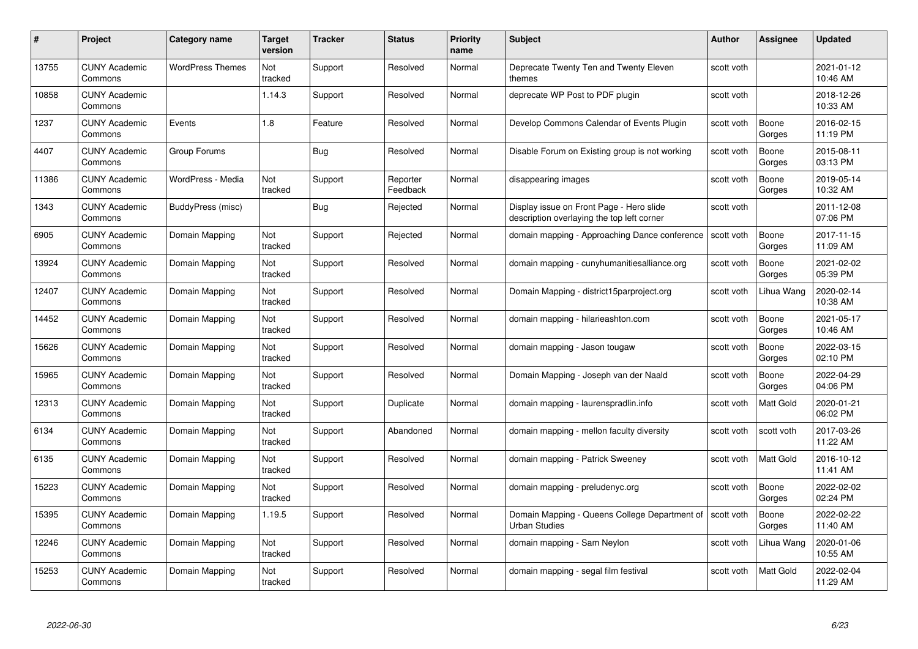| # | Project | Category name | Target version | Tracker | Status | Priority name | Subject | Author | Assignee | Updated |
|---|---|---|---|---|---|---|---|---|---|---|
| 13755 | CUNY Academic Commons | WordPress Themes | Not tracked | Support | Resolved | Normal | Deprecate Twenty Ten and Twenty Eleven themes | scott voth | | 2021-01-12 10:46 AM |
| 10858 | CUNY Academic Commons | | 1.14.3 | Support | Resolved | Normal | deprecate WP Post to PDF plugin | scott voth | | 2018-12-26 10:33 AM |
| 1237 | CUNY Academic Commons | Events | 1.8 | Feature | Resolved | Normal | Develop Commons Calendar of Events Plugin | scott voth | Boone Gorges | 2016-02-15 11:19 PM |
| 4407 | CUNY Academic Commons | Group Forums | | Bug | Resolved | Normal | Disable Forum on Existing group is not working | scott voth | Boone Gorges | 2015-08-11 03:13 PM |
| 11386 | CUNY Academic Commons | WordPress - Media | Not tracked | Support | Reporter Feedback | Normal | disappearing images | scott voth | Boone Gorges | 2019-05-14 10:32 AM |
| 1343 | CUNY Academic Commons | BuddyPress (misc) | | Bug | Rejected | Normal | Display issue on Front Page - Hero slide description overlaying the top left corner | scott voth | | 2011-12-08 07:06 PM |
| 6905 | CUNY Academic Commons | Domain Mapping | Not tracked | Support | Rejected | Normal | domain mapping - Approaching Dance conference | scott voth | Boone Gorges | 2017-11-15 11:09 AM |
| 13924 | CUNY Academic Commons | Domain Mapping | Not tracked | Support | Resolved | Normal | domain mapping - cunyhumanitiesalliance.org | scott voth | Boone Gorges | 2021-02-02 05:39 PM |
| 12407 | CUNY Academic Commons | Domain Mapping | Not tracked | Support | Resolved | Normal | Domain Mapping - district15parproject.org | scott voth | Lihua Wang | 2020-02-14 10:38 AM |
| 14452 | CUNY Academic Commons | Domain Mapping | Not tracked | Support | Resolved | Normal | domain mapping - hilarieashton.com | scott voth | Boone Gorges | 2021-05-17 10:46 AM |
| 15626 | CUNY Academic Commons | Domain Mapping | Not tracked | Support | Resolved | Normal | domain mapping - Jason tougaw | scott voth | Boone Gorges | 2022-03-15 02:10 PM |
| 15965 | CUNY Academic Commons | Domain Mapping | Not tracked | Support | Resolved | Normal | Domain Mapping - Joseph van der Naald | scott voth | Boone Gorges | 2022-04-29 04:06 PM |
| 12313 | CUNY Academic Commons | Domain Mapping | Not tracked | Support | Duplicate | Normal | domain mapping - laurenspradlin.info | scott voth | Matt Gold | 2020-01-21 06:02 PM |
| 6134 | CUNY Academic Commons | Domain Mapping | Not tracked | Support | Abandoned | Normal | domain mapping - mellon faculty diversity | scott voth | scott voth | 2017-03-26 11:22 AM |
| 6135 | CUNY Academic Commons | Domain Mapping | Not tracked | Support | Resolved | Normal | domain mapping - Patrick Sweeney | scott voth | Matt Gold | 2016-10-12 11:41 AM |
| 15223 | CUNY Academic Commons | Domain Mapping | Not tracked | Support | Resolved | Normal | domain mapping - preludenyc.org | scott voth | Boone Gorges | 2022-02-02 02:24 PM |
| 15395 | CUNY Academic Commons | Domain Mapping | 1.19.5 | Support | Resolved | Normal | Domain Mapping - Queens College Department of Urban Studies | scott voth | Boone Gorges | 2022-02-22 11:40 AM |
| 12246 | CUNY Academic Commons | Domain Mapping | Not tracked | Support | Resolved | Normal | domain mapping - Sam Neylon | scott voth | Lihua Wang | 2020-01-06 10:55 AM |
| 15253 | CUNY Academic Commons | Domain Mapping | Not tracked | Support | Resolved | Normal | domain mapping - segal film festival | scott voth | Matt Gold | 2022-02-04 11:29 AM |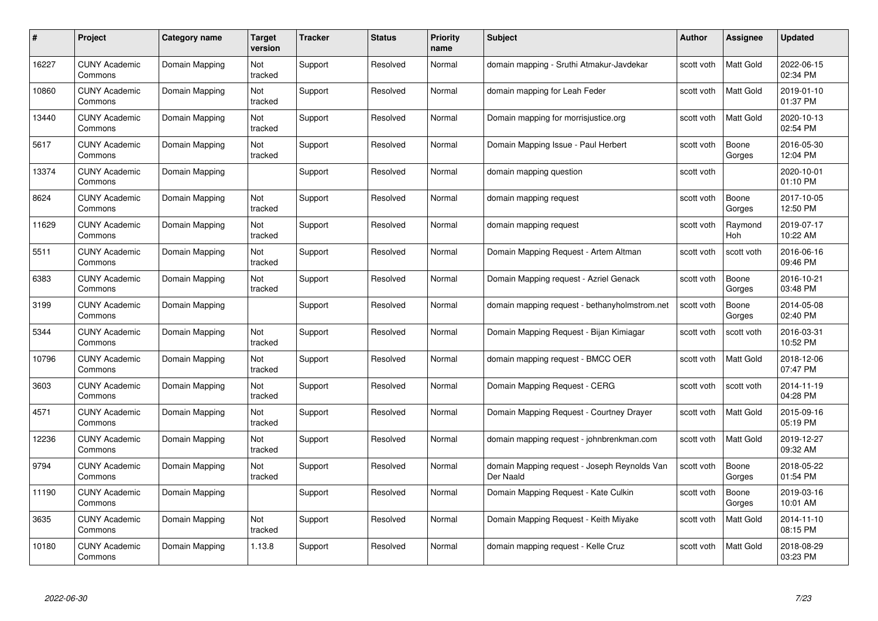| # | Project | Category name | Target version | Tracker | Status | Priority name | Subject | Author | Assignee | Updated |
|---|---|---|---|---|---|---|---|---|---|---|
| 16227 | CUNY Academic Commons | Domain Mapping | Not tracked | Support | Resolved | Normal | domain mapping - Sruthi Atmakur-Javdekar | scott voth | Matt Gold | 2022-06-15 02:34 PM |
| 10860 | CUNY Academic Commons | Domain Mapping | Not tracked | Support | Resolved | Normal | domain mapping for Leah Feder | scott voth | Matt Gold | 2019-01-10 01:37 PM |
| 13440 | CUNY Academic Commons | Domain Mapping | Not tracked | Support | Resolved | Normal | Domain mapping for morrisjustice.org | scott voth | Matt Gold | 2020-10-13 02:54 PM |
| 5617 | CUNY Academic Commons | Domain Mapping | Not tracked | Support | Resolved | Normal | Domain Mapping Issue - Paul Herbert | scott voth | Boone Gorges | 2016-05-30 12:04 PM |
| 13374 | CUNY Academic Commons | Domain Mapping | | Support | Resolved | Normal | domain mapping question | scott voth | | 2020-10-01 01:10 PM |
| 8624 | CUNY Academic Commons | Domain Mapping | Not tracked | Support | Resolved | Normal | domain mapping request | scott voth | Boone Gorges | 2017-10-05 12:50 PM |
| 11629 | CUNY Academic Commons | Domain Mapping | Not tracked | Support | Resolved | Normal | domain mapping request | scott voth | Raymond Hoh | 2019-07-17 10:22 AM |
| 5511 | CUNY Academic Commons | Domain Mapping | Not tracked | Support | Resolved | Normal | Domain Mapping Request - Artem Altman | scott voth | scott voth | 2016-06-16 09:46 PM |
| 6383 | CUNY Academic Commons | Domain Mapping | Not tracked | Support | Resolved | Normal | Domain Mapping request - Azriel Genack | scott voth | Boone Gorges | 2016-10-21 03:48 PM |
| 3199 | CUNY Academic Commons | Domain Mapping | | Support | Resolved | Normal | domain mapping request - bethanyholmstrom.net | scott voth | Boone Gorges | 2014-05-08 02:40 PM |
| 5344 | CUNY Academic Commons | Domain Mapping | Not tracked | Support | Resolved | Normal | Domain Mapping Request - Bijan Kimiagar | scott voth | scott voth | 2016-03-31 10:52 PM |
| 10796 | CUNY Academic Commons | Domain Mapping | Not tracked | Support | Resolved | Normal | domain mapping request - BMCC OER | scott voth | Matt Gold | 2018-12-06 07:47 PM |
| 3603 | CUNY Academic Commons | Domain Mapping | Not tracked | Support | Resolved | Normal | Domain Mapping Request - CERG | scott voth | scott voth | 2014-11-19 04:28 PM |
| 4571 | CUNY Academic Commons | Domain Mapping | Not tracked | Support | Resolved | Normal | Domain Mapping Request - Courtney Drayer | scott voth | Matt Gold | 2015-09-16 05:19 PM |
| 12236 | CUNY Academic Commons | Domain Mapping | Not tracked | Support | Resolved | Normal | domain mapping request - johnbrenkman.com | scott voth | Matt Gold | 2019-12-27 09:32 AM |
| 9794 | CUNY Academic Commons | Domain Mapping | Not tracked | Support | Resolved | Normal | domain Mapping request - Joseph Reynolds Van Der Naald | scott voth | Boone Gorges | 2018-05-22 01:54 PM |
| 11190 | CUNY Academic Commons | Domain Mapping | | Support | Resolved | Normal | Domain Mapping Request - Kate Culkin | scott voth | Boone Gorges | 2019-03-16 10:01 AM |
| 3635 | CUNY Academic Commons | Domain Mapping | Not tracked | Support | Resolved | Normal | Domain Mapping Request - Keith Miyake | scott voth | Matt Gold | 2014-11-10 08:15 PM |
| 10180 | CUNY Academic Commons | Domain Mapping | 1.13.8 | Support | Resolved | Normal | domain mapping request - Kelle Cruz | scott voth | Matt Gold | 2018-08-29 03:23 PM |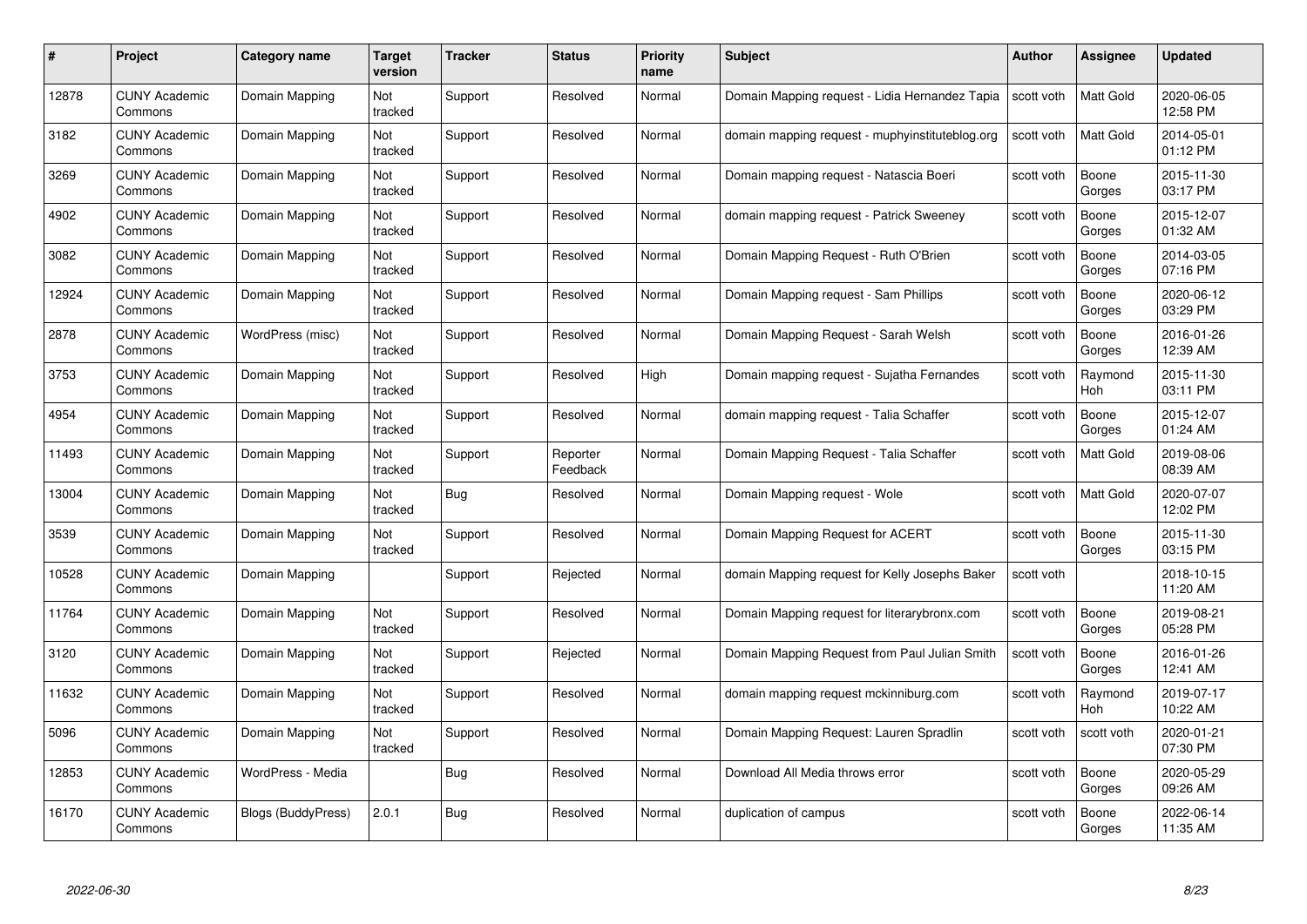| # | Project | Category name | Target version | Tracker | Status | Priority name | Subject | Author | Assignee | Updated |
|---|---|---|---|---|---|---|---|---|---|---|
| 12878 | CUNY Academic Commons | Domain Mapping | Not tracked | Support | Resolved | Normal | Domain Mapping request - Lidia Hernandez Tapia | scott voth | Matt Gold | 2020-06-05 12:58 PM |
| 3182 | CUNY Academic Commons | Domain Mapping | Not tracked | Support | Resolved | Normal | domain mapping request - muphyinstituteblog.org | scott voth | Matt Gold | 2014-05-01 01:12 PM |
| 3269 | CUNY Academic Commons | Domain Mapping | Not tracked | Support | Resolved | Normal | Domain mapping request - Natascia Boeri | scott voth | Boone Gorges | 2015-11-30 03:17 PM |
| 4902 | CUNY Academic Commons | Domain Mapping | Not tracked | Support | Resolved | Normal | domain mapping request - Patrick Sweeney | scott voth | Boone Gorges | 2015-12-07 01:32 AM |
| 3082 | CUNY Academic Commons | Domain Mapping | Not tracked | Support | Resolved | Normal | Domain Mapping Request - Ruth O'Brien | scott voth | Boone Gorges | 2014-03-05 07:16 PM |
| 12924 | CUNY Academic Commons | Domain Mapping | Not tracked | Support | Resolved | Normal | Domain Mapping request - Sam Phillips | scott voth | Boone Gorges | 2020-06-12 03:29 PM |
| 2878 | CUNY Academic Commons | WordPress (misc) | Not tracked | Support | Resolved | Normal | Domain Mapping Request - Sarah Welsh | scott voth | Boone Gorges | 2016-01-26 12:39 AM |
| 3753 | CUNY Academic Commons | Domain Mapping | Not tracked | Support | Resolved | High | Domain mapping request - Sujatha Fernandes | scott voth | Raymond Hoh | 2015-11-30 03:11 PM |
| 4954 | CUNY Academic Commons | Domain Mapping | Not tracked | Support | Resolved | Normal | domain mapping request - Talia Schaffer | scott voth | Boone Gorges | 2015-12-07 01:24 AM |
| 11493 | CUNY Academic Commons | Domain Mapping | Not tracked | Support | Reporter Feedback | Normal | Domain Mapping Request - Talia Schaffer | scott voth | Matt Gold | 2019-08-06 08:39 AM |
| 13004 | CUNY Academic Commons | Domain Mapping | Not tracked | Bug | Resolved | Normal | Domain Mapping request - Wole | scott voth | Matt Gold | 2020-07-07 12:02 PM |
| 3539 | CUNY Academic Commons | Domain Mapping | Not tracked | Support | Resolved | Normal | Domain Mapping Request for ACERT | scott voth | Boone Gorges | 2015-11-30 03:15 PM |
| 10528 | CUNY Academic Commons | Domain Mapping | | Support | Rejected | Normal | domain Mapping request for Kelly Josephs Baker | scott voth | | 2018-10-15 11:20 AM |
| 11764 | CUNY Academic Commons | Domain Mapping | Not tracked | Support | Resolved | Normal | Domain Mapping request for literarybronx.com | scott voth | Boone Gorges | 2019-08-21 05:28 PM |
| 3120 | CUNY Academic Commons | Domain Mapping | Not tracked | Support | Rejected | Normal | Domain Mapping Request from Paul Julian Smith | scott voth | Boone Gorges | 2016-01-26 12:41 AM |
| 11632 | CUNY Academic Commons | Domain Mapping | Not tracked | Support | Resolved | Normal | domain mapping request mckinniburg.com | scott voth | Raymond Hoh | 2019-07-17 10:22 AM |
| 5096 | CUNY Academic Commons | Domain Mapping | Not tracked | Support | Resolved | Normal | Domain Mapping Request: Lauren Spradlin | scott voth | scott voth | 2020-01-21 07:30 PM |
| 12853 | CUNY Academic Commons | WordPress - Media | | Bug | Resolved | Normal | Download All Media throws error | scott voth | Boone Gorges | 2020-05-29 09:26 AM |
| 16170 | CUNY Academic Commons | Blogs (BuddyPress) | 2.0.1 | Bug | Resolved | Normal | duplication of campus | scott voth | Boone Gorges | 2022-06-14 11:35 AM |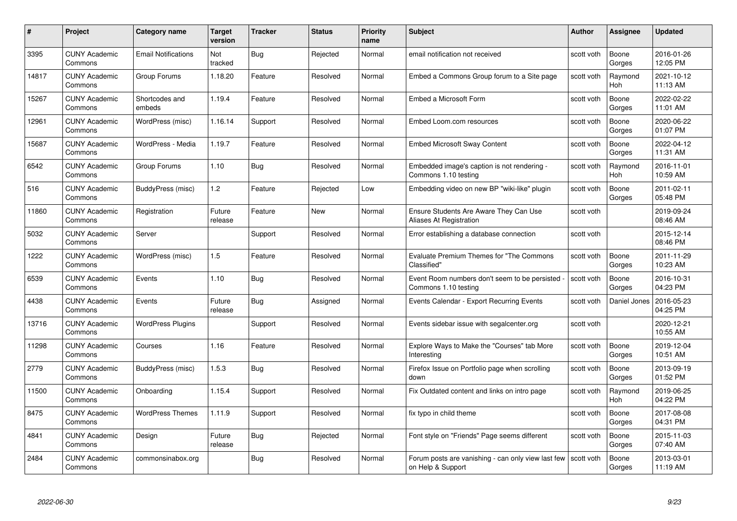| # | Project | Category name | Target version | Tracker | Status | Priority name | Subject | Author | Assignee | Updated |
|---|---|---|---|---|---|---|---|---|---|---|
| 3395 | CUNY Academic Commons | Email Notifications | Not tracked | Bug | Rejected | Normal | email notification not received | scott voth | Boone Gorges | 2016-01-26 12:05 PM |
| 14817 | CUNY Academic Commons | Group Forums | 1.18.20 | Feature | Resolved | Normal | Embed a Commons Group forum to a Site page | scott voth | Raymond Hoh | 2021-10-12 11:13 AM |
| 15267 | CUNY Academic Commons | Shortcodes and embeds | 1.19.4 | Feature | Resolved | Normal | Embed a Microsoft Form | scott voth | Boone Gorges | 2022-02-22 11:01 AM |
| 12961 | CUNY Academic Commons | WordPress (misc) | 1.16.14 | Support | Resolved | Normal | Embed Loom.com resources | scott voth | Boone Gorges | 2020-06-22 01:07 PM |
| 15687 | CUNY Academic Commons | WordPress - Media | 1.19.7 | Feature | Resolved | Normal | Embed Microsoft Sway Content | scott voth | Boone Gorges | 2022-04-12 11:31 AM |
| 6542 | CUNY Academic Commons | Group Forums | 1.10 | Bug | Resolved | Normal | Embedded image's caption is not rendering - Commons 1.10 testing | scott voth | Raymond Hoh | 2016-11-01 10:59 AM |
| 516 | CUNY Academic Commons | BuddyPress (misc) | 1.2 | Feature | Rejected | Low | Embedding video on new BP "wiki-like" plugin | scott voth | Boone Gorges | 2011-02-11 05:48 PM |
| 11860 | CUNY Academic Commons | Registration | Future release | Feature | New | Normal | Ensure Students Are Aware They Can Use Aliases At Registration | scott voth | | 2019-09-24 08:46 AM |
| 5032 | CUNY Academic Commons | Server | | Support | Resolved | Normal | Error establishing a database connection | scott voth | | 2015-12-14 08:46 PM |
| 1222 | CUNY Academic Commons | WordPress (misc) | 1.5 | Feature | Resolved | Normal | Evaluate Premium Themes for "The Commons Classified" | scott voth | Boone Gorges | 2011-11-29 10:23 AM |
| 6539 | CUNY Academic Commons | Events | 1.10 | Bug | Resolved | Normal | Event Room numbers don't seem to be persisted - Commons 1.10 testing | scott voth | Boone Gorges | 2016-10-31 04:23 PM |
| 4438 | CUNY Academic Commons | Events | Future release | Bug | Assigned | Normal | Events Calendar - Export Recurring Events | scott voth | Daniel Jones | 2016-05-23 04:25 PM |
| 13716 | CUNY Academic Commons | WordPress Plugins | | Support | Resolved | Normal | Events sidebar issue with segalcenter.org | scott voth | | 2020-12-21 10:55 AM |
| 11298 | CUNY Academic Commons | Courses | 1.16 | Feature | Resolved | Normal | Explore Ways to Make the "Courses" tab More Interesting | scott voth | Boone Gorges | 2019-12-04 10:51 AM |
| 2779 | CUNY Academic Commons | BuddyPress (misc) | 1.5.3 | Bug | Resolved | Normal | Firefox Issue on Portfolio page when scrolling down | scott voth | Boone Gorges | 2013-09-19 01:52 PM |
| 11500 | CUNY Academic Commons | Onboarding | 1.15.4 | Support | Resolved | Normal | Fix Outdated content and links on intro page | scott voth | Raymond Hoh | 2019-06-25 04:22 PM |
| 8475 | CUNY Academic Commons | WordPress Themes | 1.11.9 | Support | Resolved | Normal | fix typo in child theme | scott voth | Boone Gorges | 2017-08-08 04:31 PM |
| 4841 | CUNY Academic Commons | Design | Future release | Bug | Rejected | Normal | Font style on "Friends" Page seems different | scott voth | Boone Gorges | 2015-11-03 07:40 AM |
| 2484 | CUNY Academic Commons | commonsinabox.org | | Bug | Resolved | Normal | Forum posts are vanishing - can only view last few on Help & Support | scott voth | Boone Gorges | 2013-03-01 11:19 AM |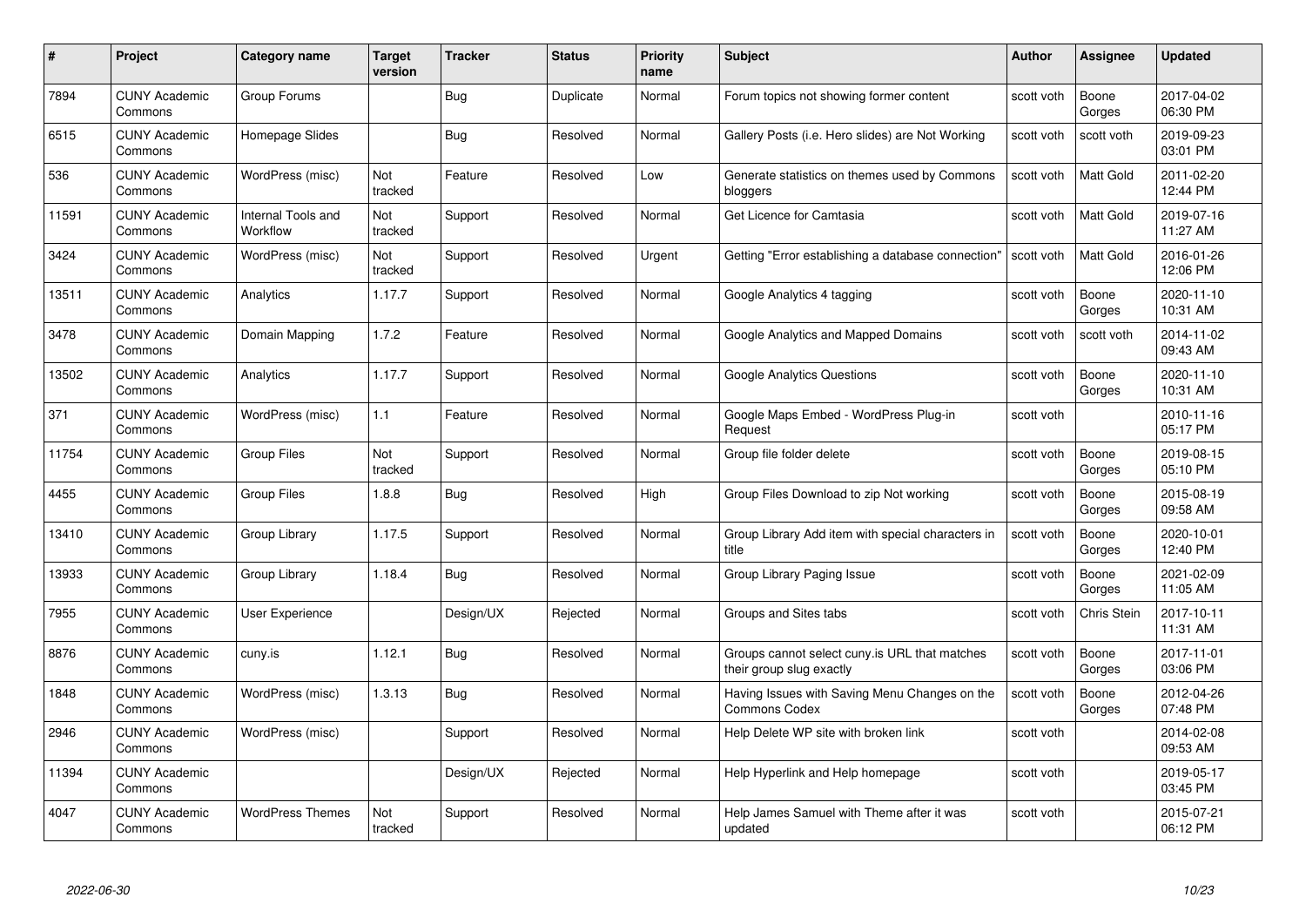| # | Project | Category name | Target version | Tracker | Status | Priority name | Subject | Author | Assignee | Updated |
|---|---|---|---|---|---|---|---|---|---|---|
| 7894 | CUNY Academic Commons | Group Forums | | Bug | Duplicate | Normal | Forum topics not showing former content | scott voth | Boone Gorges | 2017-04-02 06:30 PM |
| 6515 | CUNY Academic Commons | Homepage Slides | | Bug | Resolved | Normal | Gallery Posts (i.e. Hero slides) are Not Working | scott voth | scott voth | 2019-09-23 03:01 PM |
| 536 | CUNY Academic Commons | WordPress (misc) | Not tracked | Feature | Resolved | Low | Generate statistics on themes used by Commons bloggers | scott voth | Matt Gold | 2011-02-20 12:44 PM |
| 11591 | CUNY Academic Commons | Internal Tools and Workflow | Not tracked | Support | Resolved | Normal | Get Licence for Camtasia | scott voth | Matt Gold | 2019-07-16 11:27 AM |
| 3424 | CUNY Academic Commons | WordPress (misc) | Not tracked | Support | Resolved | Urgent | Getting "Error establishing a database connection" | scott voth | Matt Gold | 2016-01-26 12:06 PM |
| 13511 | CUNY Academic Commons | Analytics | 1.17.7 | Support | Resolved | Normal | Google Analytics 4 tagging | scott voth | Boone Gorges | 2020-11-10 10:31 AM |
| 3478 | CUNY Academic Commons | Domain Mapping | 1.7.2 | Feature | Resolved | Normal | Google Analytics and Mapped Domains | scott voth | scott voth | 2014-11-02 09:43 AM |
| 13502 | CUNY Academic Commons | Analytics | 1.17.7 | Support | Resolved | Normal | Google Analytics Questions | scott voth | Boone Gorges | 2020-11-10 10:31 AM |
| 371 | CUNY Academic Commons | WordPress (misc) | 1.1 | Feature | Resolved | Normal | Google Maps Embed - WordPress Plug-in Request | scott voth | | 2010-11-16 05:17 PM |
| 11754 | CUNY Academic Commons | Group Files | Not tracked | Support | Resolved | Normal | Group file folder delete | scott voth | Boone Gorges | 2019-08-15 05:10 PM |
| 4455 | CUNY Academic Commons | Group Files | 1.8.8 | Bug | Resolved | High | Group Files Download to zip Not working | scott voth | Boone Gorges | 2015-08-19 09:58 AM |
| 13410 | CUNY Academic Commons | Group Library | 1.17.5 | Support | Resolved | Normal | Group Library Add item with special characters in title | scott voth | Boone Gorges | 2020-10-01 12:40 PM |
| 13933 | CUNY Academic Commons | Group Library | 1.18.4 | Bug | Resolved | Normal | Group Library Paging Issue | scott voth | Boone Gorges | 2021-02-09 11:05 AM |
| 7955 | CUNY Academic Commons | User Experience | | Design/UX | Rejected | Normal | Groups and Sites tabs | scott voth | Chris Stein | 2017-10-11 11:31 AM |
| 8876 | CUNY Academic Commons | cuny.is | 1.12.1 | Bug | Resolved | Normal | Groups cannot select cuny.is URL that matches their group slug exactly | scott voth | Boone Gorges | 2017-11-01 03:06 PM |
| 1848 | CUNY Academic Commons | WordPress (misc) | 1.3.13 | Bug | Resolved | Normal | Having Issues with Saving Menu Changes on the Commons Codex | scott voth | Boone Gorges | 2012-04-26 07:48 PM |
| 2946 | CUNY Academic Commons | WordPress (misc) | | Support | Resolved | Normal | Help Delete WP site with broken link | scott voth | | 2014-02-08 09:53 AM |
| 11394 | CUNY Academic Commons | | | Design/UX | Rejected | Normal | Help Hyperlink and Help homepage | scott voth | | 2019-05-17 03:45 PM |
| 4047 | CUNY Academic Commons | WordPress Themes | Not tracked | Support | Resolved | Normal | Help James Samuel with Theme after it was updated | scott voth | | 2015-07-21 06:12 PM |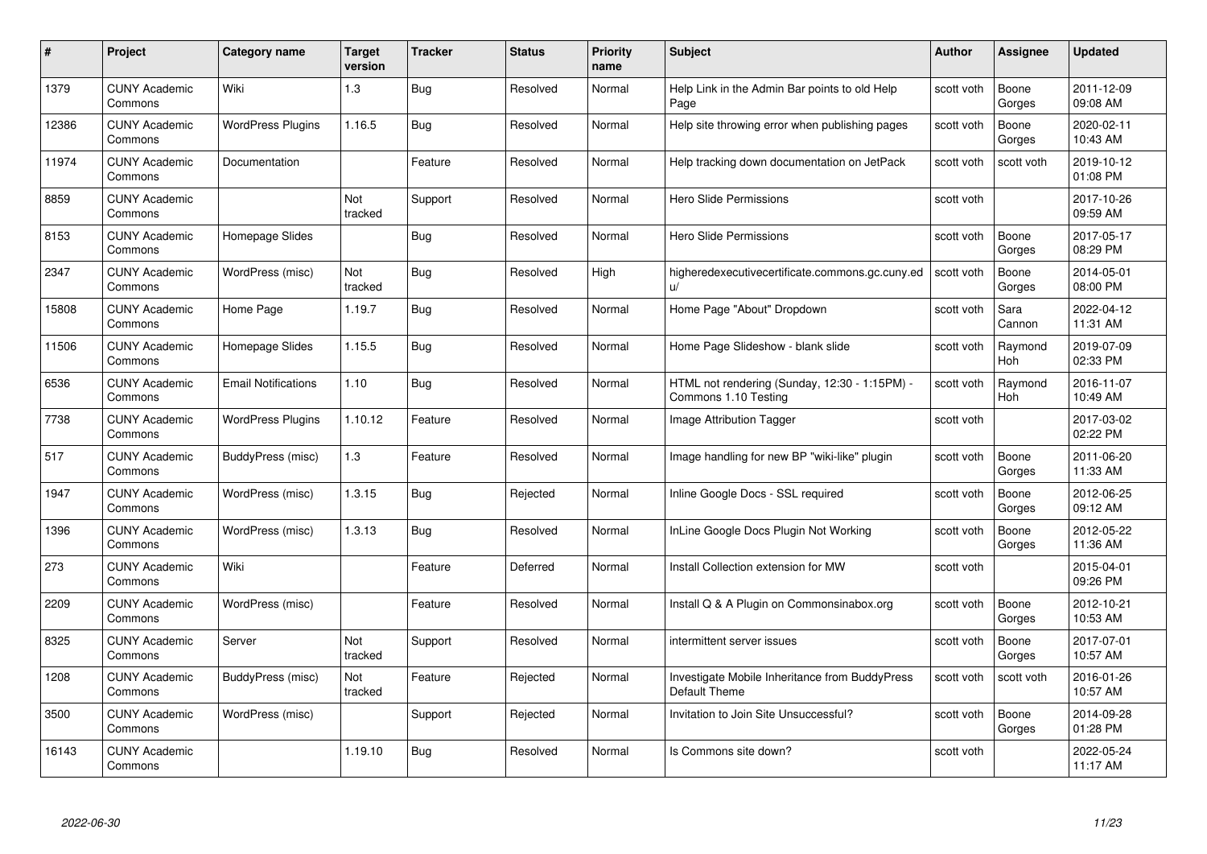| # | Project | Category name | Target version | Tracker | Status | Priority name | Subject | Author | Assignee | Updated |
|---|---|---|---|---|---|---|---|---|---|---|
| 1379 | CUNY Academic Commons | Wiki | 1.3 | Bug | Resolved | Normal | Help Link in the Admin Bar points to old Help Page | scott voth | Boone Gorges | 2011-12-09 09:08 AM |
| 12386 | CUNY Academic Commons | WordPress Plugins | 1.16.5 | Bug | Resolved | Normal | Help site throwing error when publishing pages | scott voth | Boone Gorges | 2020-02-11 10:43 AM |
| 11974 | CUNY Academic Commons | Documentation | | Feature | Resolved | Normal | Help tracking down documentation on JetPack | scott voth | scott voth | 2019-10-12 01:08 PM |
| 8859 | CUNY Academic Commons | | Not tracked | Support | Resolved | Normal | Hero Slide Permissions | scott voth | | 2017-10-26 09:59 AM |
| 8153 | CUNY Academic Commons | Homepage Slides | | Bug | Resolved | Normal | Hero Slide Permissions | scott voth | Boone Gorges | 2017-05-17 08:29 PM |
| 2347 | CUNY Academic Commons | WordPress (misc) | Not tracked | Bug | Resolved | High | higheredexecutivecertificate.commons.gc.cuny.edu/ | scott voth | Boone Gorges | 2014-05-01 08:00 PM |
| 15808 | CUNY Academic Commons | Home Page | 1.19.7 | Bug | Resolved | Normal | Home Page "About" Dropdown | scott voth | Sara Cannon | 2022-04-12 11:31 AM |
| 11506 | CUNY Academic Commons | Homepage Slides | 1.15.5 | Bug | Resolved | Normal | Home Page Slideshow - blank slide | scott voth | Raymond Hoh | 2019-07-09 02:33 PM |
| 6536 | CUNY Academic Commons | Email Notifications | 1.10 | Bug | Resolved | Normal | HTML not rendering (Sunday, 12:30 - 1:15PM) - Commons 1.10 Testing | scott voth | Raymond Hoh | 2016-11-07 10:49 AM |
| 7738 | CUNY Academic Commons | WordPress Plugins | 1.10.12 | Feature | Resolved | Normal | Image Attribution Tagger | scott voth | | 2017-03-02 02:22 PM |
| 517 | CUNY Academic Commons | BuddyPress (misc) | 1.3 | Feature | Resolved | Normal | Image handling for new BP "wiki-like" plugin | scott voth | Boone Gorges | 2011-06-20 11:33 AM |
| 1947 | CUNY Academic Commons | WordPress (misc) | 1.3.15 | Bug | Rejected | Normal | Inline Google Docs - SSL required | scott voth | Boone Gorges | 2012-06-25 09:12 AM |
| 1396 | CUNY Academic Commons | WordPress (misc) | 1.3.13 | Bug | Resolved | Normal | InLine Google Docs Plugin Not Working | scott voth | Boone Gorges | 2012-05-22 11:36 AM |
| 273 | CUNY Academic Commons | Wiki | | Feature | Deferred | Normal | Install Collection extension for MW | scott voth | | 2015-04-01 09:26 PM |
| 2209 | CUNY Academic Commons | WordPress (misc) | | Feature | Resolved | Normal | Install Q & A Plugin on Commonsinabox.org | scott voth | Boone Gorges | 2012-10-21 10:53 AM |
| 8325 | CUNY Academic Commons | Server | Not tracked | Support | Resolved | Normal | intermittent server issues | scott voth | Boone Gorges | 2017-07-01 10:57 AM |
| 1208 | CUNY Academic Commons | BuddyPress (misc) | Not tracked | Feature | Rejected | Normal | Investigate Mobile Inheritance from BuddyPress Default Theme | scott voth | scott voth | 2016-01-26 10:57 AM |
| 3500 | CUNY Academic Commons | WordPress (misc) | | Support | Rejected | Normal | Invitation to Join Site Unsuccessful? | scott voth | Boone Gorges | 2014-09-28 01:28 PM |
| 16143 | CUNY Academic Commons | | 1.19.10 | Bug | Resolved | Normal | Is Commons site down? | scott voth | | 2022-05-24 11:17 AM |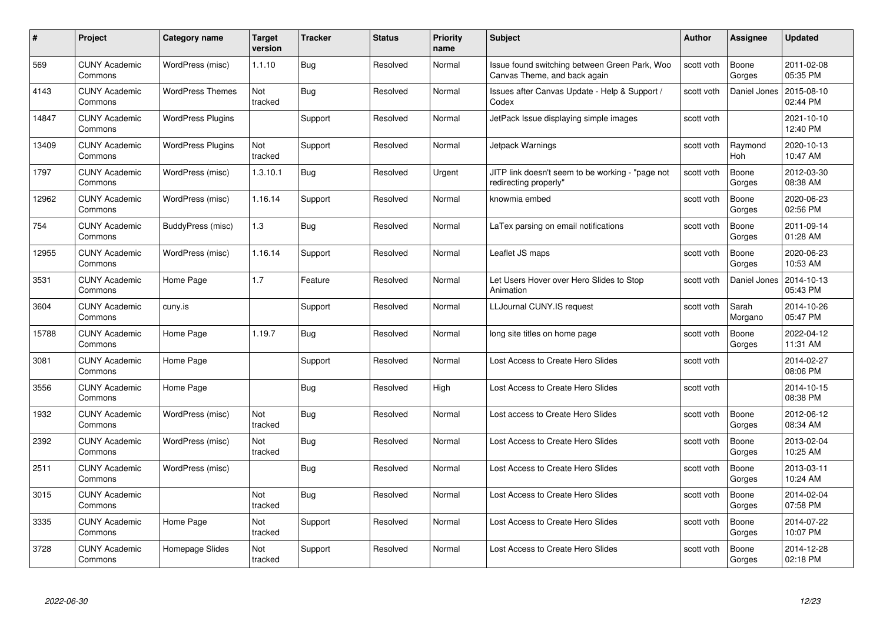| # | Project | Category name | Target version | Tracker | Status | Priority name | Subject | Author | Assignee | Updated |
|---|---|---|---|---|---|---|---|---|---|---|
| 569 | CUNY Academic Commons | WordPress (misc) | 1.1.10 | Bug | Resolved | Normal | Issue found switching between Green Park, Woo Canvas Theme, and back again | scott voth | Boone Gorges | 2011-02-08 05:35 PM |
| 4143 | CUNY Academic Commons | WordPress Themes | Not tracked | Bug | Resolved | Normal | Issues after Canvas Update - Help & Support / Codex | scott voth | Daniel Jones | 2015-08-10 02:44 PM |
| 14847 | CUNY Academic Commons | WordPress Plugins | | Support | Resolved | Normal | JetPack Issue displaying simple images | scott voth | | 2021-10-10 12:40 PM |
| 13409 | CUNY Academic Commons | WordPress Plugins | Not tracked | Support | Resolved | Normal | Jetpack Warnings | scott voth | Raymond Hoh | 2020-10-13 10:47 AM |
| 1797 | CUNY Academic Commons | WordPress (misc) | 1.3.10.1 | Bug | Resolved | Urgent | JITP link doesn't seem to be working - "page not redirecting properly" | scott voth | Boone Gorges | 2012-03-30 08:38 AM |
| 12962 | CUNY Academic Commons | WordPress (misc) | 1.16.14 | Support | Resolved | Normal | knowmia embed | scott voth | Boone Gorges | 2020-06-23 02:56 PM |
| 754 | CUNY Academic Commons | BuddyPress (misc) | 1.3 | Bug | Resolved | Normal | LaTex parsing on email notifications | scott voth | Boone Gorges | 2011-09-14 01:28 AM |
| 12955 | CUNY Academic Commons | WordPress (misc) | 1.16.14 | Support | Resolved | Normal | Leaflet JS maps | scott voth | Boone Gorges | 2020-06-23 10:53 AM |
| 3531 | CUNY Academic Commons | Home Page | 1.7 | Feature | Resolved | Normal | Let Users Hover over Hero Slides to Stop Animation | scott voth | Daniel Jones | 2014-10-13 05:43 PM |
| 3604 | CUNY Academic Commons | cuny.is | | Support | Resolved | Normal | LLJournal CUNY.IS request | scott voth | Sarah Morgano | 2014-10-26 05:47 PM |
| 15788 | CUNY Academic Commons | Home Page | 1.19.7 | Bug | Resolved | Normal | long site titles on home page | scott voth | Boone Gorges | 2022-04-12 11:31 AM |
| 3081 | CUNY Academic Commons | Home Page | | Support | Resolved | Normal | Lost Access to Create Hero Slides | scott voth | | 2014-02-27 08:06 PM |
| 3556 | CUNY Academic Commons | Home Page | | Bug | Resolved | High | Lost Access to Create Hero Slides | scott voth | | 2014-10-15 08:38 PM |
| 1932 | CUNY Academic Commons | WordPress (misc) | Not tracked | Bug | Resolved | Normal | Lost access to Create Hero Slides | scott voth | Boone Gorges | 2012-06-12 08:34 AM |
| 2392 | CUNY Academic Commons | WordPress (misc) | Not tracked | Bug | Resolved | Normal | Lost Access to Create Hero Slides | scott voth | Boone Gorges | 2013-02-04 10:25 AM |
| 2511 | CUNY Academic Commons | WordPress (misc) | | Bug | Resolved | Normal | Lost Access to Create Hero Slides | scott voth | Boone Gorges | 2013-03-11 10:24 AM |
| 3015 | CUNY Academic Commons | | Not tracked | Bug | Resolved | Normal | Lost Access to Create Hero Slides | scott voth | Boone Gorges | 2014-02-04 07:58 PM |
| 3335 | CUNY Academic Commons | Home Page | Not tracked | Support | Resolved | Normal | Lost Access to Create Hero Slides | scott voth | Boone Gorges | 2014-07-22 10:07 PM |
| 3728 | CUNY Academic Commons | Homepage Slides | Not tracked | Support | Resolved | Normal | Lost Access to Create Hero Slides | scott voth | Boone Gorges | 2014-12-28 02:18 PM |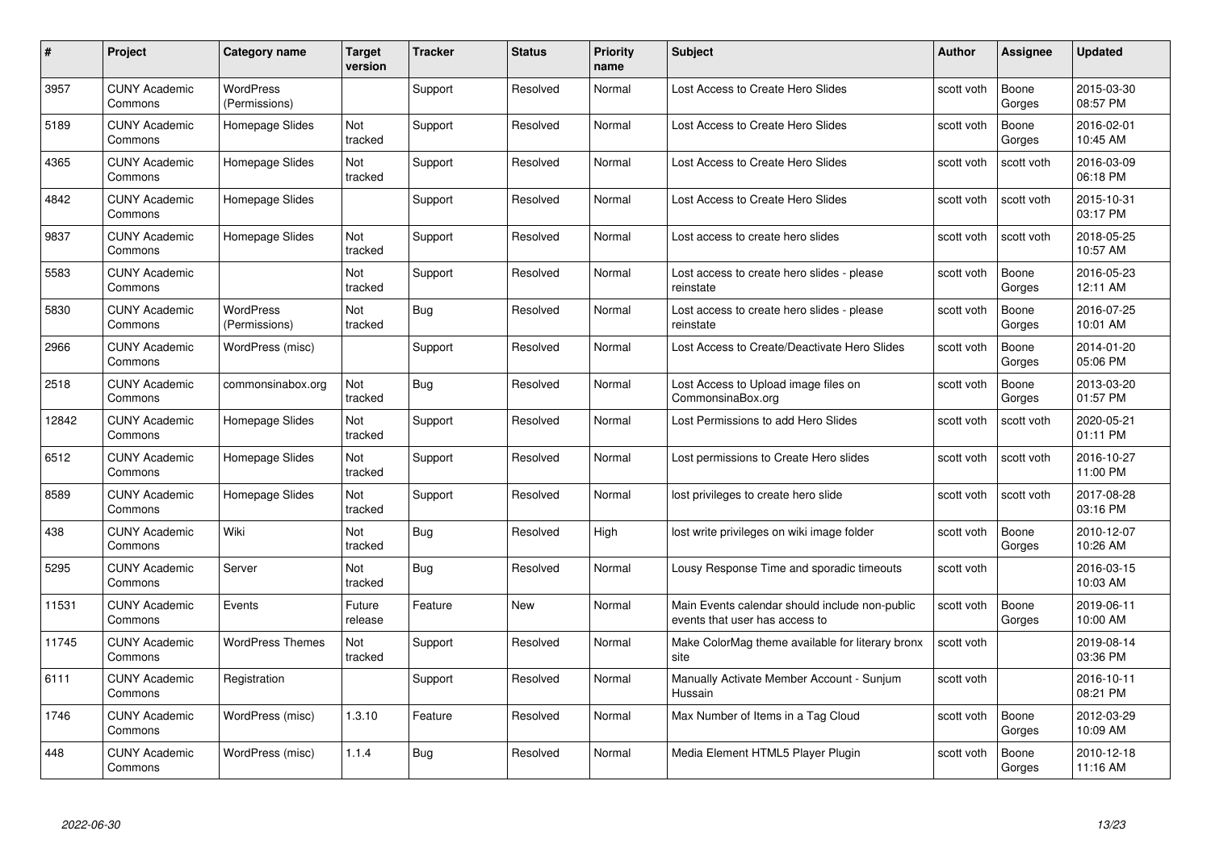| # | Project | Category name | Target version | Tracker | Status | Priority name | Subject | Author | Assignee | Updated |
|---|---|---|---|---|---|---|---|---|---|---|
| 3957 | CUNY Academic Commons | WordPress (Permissions) | | Support | Resolved | Normal | Lost Access to Create Hero Slides | scott voth | Boone Gorges | 2015-03-30 08:57 PM |
| 5189 | CUNY Academic Commons | Homepage Slides | Not tracked | Support | Resolved | Normal | Lost Access to Create Hero Slides | scott voth | Boone Gorges | 2016-02-01 10:45 AM |
| 4365 | CUNY Academic Commons | Homepage Slides | Not tracked | Support | Resolved | Normal | Lost Access to Create Hero Slides | scott voth | scott voth | 2016-03-09 06:18 PM |
| 4842 | CUNY Academic Commons | Homepage Slides | | Support | Resolved | Normal | Lost Access to Create Hero Slides | scott voth | scott voth | 2015-10-31 03:17 PM |
| 9837 | CUNY Academic Commons | Homepage Slides | Not tracked | Support | Resolved | Normal | Lost access to create hero slides | scott voth | scott voth | 2018-05-25 10:57 AM |
| 5583 | CUNY Academic Commons | | Not tracked | Support | Resolved | Normal | Lost access to create hero slides - please reinstate | scott voth | Boone Gorges | 2016-05-23 12:11 AM |
| 5830 | CUNY Academic Commons | WordPress (Permissions) | Not tracked | Bug | Resolved | Normal | Lost access to create hero slides - please reinstate | scott voth | Boone Gorges | 2016-07-25 10:01 AM |
| 2966 | CUNY Academic Commons | WordPress (misc) | | Support | Resolved | Normal | Lost Access to Create/Deactivate Hero Slides | scott voth | Boone Gorges | 2014-01-20 05:06 PM |
| 2518 | CUNY Academic Commons | commonsinabox.org | Not tracked | Bug | Resolved | Normal | Lost Access to Upload image files on CommonsinaBox.org | scott voth | Boone Gorges | 2013-03-20 01:57 PM |
| 12842 | CUNY Academic Commons | Homepage Slides | Not tracked | Support | Resolved | Normal | Lost Permissions to add Hero Slides | scott voth | scott voth | 2020-05-21 01:11 PM |
| 6512 | CUNY Academic Commons | Homepage Slides | Not tracked | Support | Resolved | Normal | Lost permissions to Create Hero slides | scott voth | scott voth | 2016-10-27 11:00 PM |
| 8589 | CUNY Academic Commons | Homepage Slides | Not tracked | Support | Resolved | Normal | lost privileges to create hero slide | scott voth | scott voth | 2017-08-28 03:16 PM |
| 438 | CUNY Academic Commons | Wiki | Not tracked | Bug | Resolved | High | lost write privileges on wiki image folder | scott voth | Boone Gorges | 2010-12-07 10:26 AM |
| 5295 | CUNY Academic Commons | Server | Not tracked | Bug | Resolved | Normal | Lousy Response Time and sporadic timeouts | scott voth | | 2016-03-15 10:03 AM |
| 11531 | CUNY Academic Commons | Events | Future release | Feature | New | Normal | Main Events calendar should include non-public events that user has access to | scott voth | Boone Gorges | 2019-06-11 10:00 AM |
| 11745 | CUNY Academic Commons | WordPress Themes | Not tracked | Support | Resolved | Normal | Make ColorMag theme available for literary bronx site | scott voth | | 2019-08-14 03:36 PM |
| 6111 | CUNY Academic Commons | Registration | | Support | Resolved | Normal | Manually Activate Member Account - Sunjum Hussain | scott voth | | 2016-10-11 08:21 PM |
| 1746 | CUNY Academic Commons | WordPress (misc) | 1.3.10 | Feature | Resolved | Normal | Max Number of Items in a Tag Cloud | scott voth | Boone Gorges | 2012-03-29 10:09 AM |
| 448 | CUNY Academic Commons | WordPress (misc) | 1.1.4 | Bug | Resolved | Normal | Media Element HTML5 Player Plugin | scott voth | Boone Gorges | 2010-12-18 11:16 AM |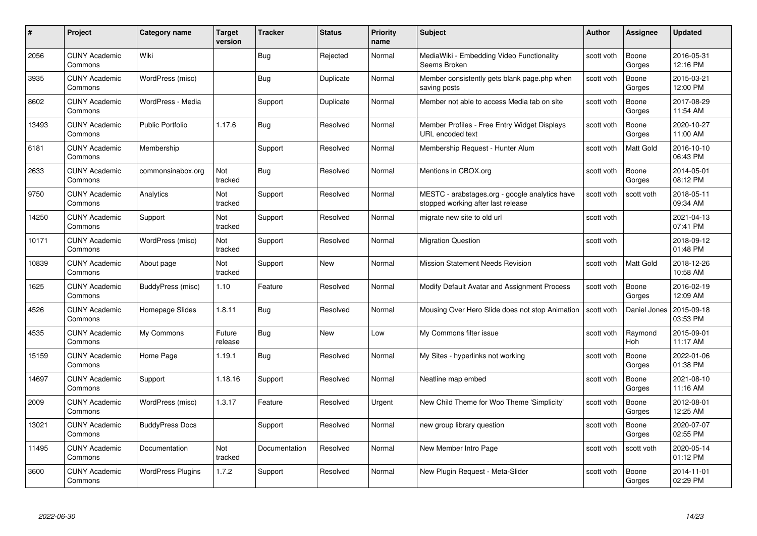| # | Project | Category name | Target version | Tracker | Status | Priority name | Subject | Author | Assignee | Updated |
|---|---|---|---|---|---|---|---|---|---|---|
| 2056 | CUNY Academic Commons | Wiki | | Bug | Rejected | Normal | MediaWiki - Embedding Video Functionality Seems Broken | scott voth | Boone Gorges | 2016-05-31 12:16 PM |
| 3935 | CUNY Academic Commons | WordPress (misc) | | Bug | Duplicate | Normal | Member consistently gets blank page.php when saving posts | scott voth | Boone Gorges | 2015-03-21 12:00 PM |
| 8602 | CUNY Academic Commons | WordPress - Media | | Support | Duplicate | Normal | Member not able to access Media tab on site | scott voth | Boone Gorges | 2017-08-29 11:54 AM |
| 13493 | CUNY Academic Commons | Public Portfolio | 1.17.6 | Bug | Resolved | Normal | Member Profiles - Free Entry Widget Displays URL encoded text | scott voth | Boone Gorges | 2020-10-27 11:00 AM |
| 6181 | CUNY Academic Commons | Membership | | Support | Resolved | Normal | Membership Request - Hunter Alum | scott voth | Matt Gold | 2016-10-10 06:43 PM |
| 2633 | CUNY Academic Commons | commonsinabox.org | Not tracked | Bug | Resolved | Normal | Mentions in CBOX.org | scott voth | Boone Gorges | 2014-05-01 08:12 PM |
| 9750 | CUNY Academic Commons | Analytics | Not tracked | Support | Resolved | Normal | MESTC - arabstages.org - google analytics have stopped working after last release | scott voth | scott voth | 2018-05-11 09:34 AM |
| 14250 | CUNY Academic Commons | Support | Not tracked | Support | Resolved | Normal | migrate new site to old url | scott voth | | 2021-04-13 07:41 PM |
| 10171 | CUNY Academic Commons | WordPress (misc) | Not tracked | Support | Resolved | Normal | Migration Question | scott voth | | 2018-09-12 01:48 PM |
| 10839 | CUNY Academic Commons | About page | Not tracked | Support | New | Normal | Mission Statement Needs Revision | scott voth | Matt Gold | 2018-12-26 10:58 AM |
| 1625 | CUNY Academic Commons | BuddyPress (misc) | 1.10 | Feature | Resolved | Normal | Modify Default Avatar and Assignment Process | scott voth | Boone Gorges | 2016-02-19 12:09 AM |
| 4526 | CUNY Academic Commons | Homepage Slides | 1.8.11 | Bug | Resolved | Normal | Mousing Over Hero Slide does not stop Animation | scott voth | Daniel Jones | 2015-09-18 03:53 PM |
| 4535 | CUNY Academic Commons | My Commons | Future release | Bug | New | Low | My Commons filter issue | scott voth | Raymond Hoh | 2015-09-01 11:17 AM |
| 15159 | CUNY Academic Commons | Home Page | 1.19.1 | Bug | Resolved | Normal | My Sites - hyperlinks not working | scott voth | Boone Gorges | 2022-01-06 01:38 PM |
| 14697 | CUNY Academic Commons | Support | 1.18.16 | Support | Resolved | Normal | Neatline map embed | scott voth | Boone Gorges | 2021-08-10 11:16 AM |
| 2009 | CUNY Academic Commons | WordPress (misc) | 1.3.17 | Feature | Resolved | Urgent | New Child Theme for Woo Theme 'Simplicity' | scott voth | Boone Gorges | 2012-08-01 12:25 AM |
| 13021 | CUNY Academic Commons | BuddyPress Docs | | Support | Resolved | Normal | new group library question | scott voth | Boone Gorges | 2020-07-07 02:55 PM |
| 11495 | CUNY Academic Commons | Documentation | Not tracked | Documentation | Resolved | Normal | New Member Intro Page | scott voth | scott voth | 2020-05-14 01:12 PM |
| 3600 | CUNY Academic Commons | WordPress Plugins | 1.7.2 | Support | Resolved | Normal | New Plugin Request - Meta-Slider | scott voth | Boone Gorges | 2014-11-01 02:29 PM |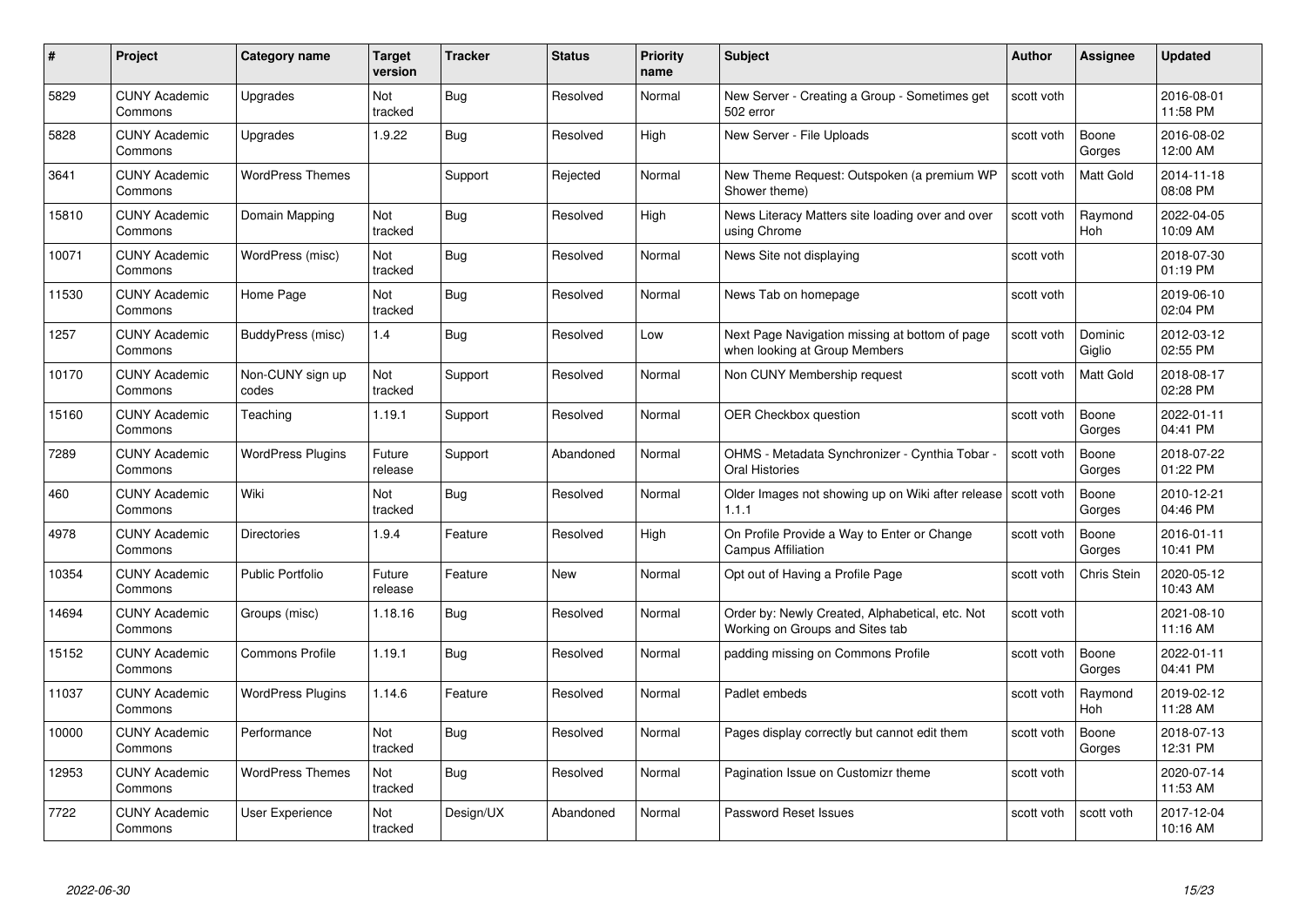| # | Project | Category name | Target version | Tracker | Status | Priority name | Subject | Author | Assignee | Updated |
|---|---|---|---|---|---|---|---|---|---|---|
| 5829 | CUNY Academic Commons | Upgrades | Not tracked | Bug | Resolved | Normal | New Server - Creating a Group - Sometimes get 502 error | scott voth | | 2016-08-01 11:58 PM |
| 5828 | CUNY Academic Commons | Upgrades | 1.9.22 | Bug | Resolved | High | New Server - File Uploads | scott voth | Boone Gorges | 2016-08-02 12:00 AM |
| 3641 | CUNY Academic Commons | WordPress Themes | | Support | Rejected | Normal | New Theme Request: Outspoken (a premium WP Shower theme) | scott voth | Matt Gold | 2014-11-18 08:08 PM |
| 15810 | CUNY Academic Commons | Domain Mapping | Not tracked | Bug | Resolved | High | News Literacy Matters site loading over and over using Chrome | scott voth | Raymond Hoh | 2022-04-05 10:09 AM |
| 10071 | CUNY Academic Commons | WordPress (misc) | Not tracked | Bug | Resolved | Normal | News Site not displaying | scott voth | | 2018-07-30 01:19 PM |
| 11530 | CUNY Academic Commons | Home Page | Not tracked | Bug | Resolved | Normal | News Tab on homepage | scott voth | | 2019-06-10 02:04 PM |
| 1257 | CUNY Academic Commons | BuddyPress (misc) | 1.4 | Bug | Resolved | Low | Next Page Navigation missing at bottom of page when looking at Group Members | scott voth | Dominic Giglio | 2012-03-12 02:55 PM |
| 10170 | CUNY Academic Commons | Non-CUNY sign up codes | Not tracked | Support | Resolved | Normal | Non CUNY Membership request | scott voth | Matt Gold | 2018-08-17 02:28 PM |
| 15160 | CUNY Academic Commons | Teaching | 1.19.1 | Support | Resolved | Normal | OER Checkbox question | scott voth | Boone Gorges | 2022-01-11 04:41 PM |
| 7289 | CUNY Academic Commons | WordPress Plugins | Future release | Support | Abandoned | Normal | OHMS - Metadata Synchronizer - Cynthia Tobar - Oral Histories | scott voth | Boone Gorges | 2018-07-22 01:22 PM |
| 460 | CUNY Academic Commons | Wiki | Not tracked | Bug | Resolved | Normal | Older Images not showing up on Wiki after release 1.1.1 | scott voth | Boone Gorges | 2010-12-21 04:46 PM |
| 4978 | CUNY Academic Commons | Directories | 1.9.4 | Feature | Resolved | High | On Profile Provide a Way to Enter or Change Campus Affiliation | scott voth | Boone Gorges | 2016-01-11 10:41 PM |
| 10354 | CUNY Academic Commons | Public Portfolio | Future release | Feature | New | Normal | Opt out of Having a Profile Page | scott voth | Chris Stein | 2020-05-12 10:43 AM |
| 14694 | CUNY Academic Commons | Groups (misc) | 1.18.16 | Bug | Resolved | Normal | Order by: Newly Created, Alphabetical, etc. Not Working on Groups and Sites tab | scott voth | | 2021-08-10 11:16 AM |
| 15152 | CUNY Academic Commons | Commons Profile | 1.19.1 | Bug | Resolved | Normal | padding missing on Commons Profile | scott voth | Boone Gorges | 2022-01-11 04:41 PM |
| 11037 | CUNY Academic Commons | WordPress Plugins | 1.14.6 | Feature | Resolved | Normal | Padlet embeds | scott voth | Raymond Hoh | 2019-02-12 11:28 AM |
| 10000 | CUNY Academic Commons | Performance | Not tracked | Bug | Resolved | Normal | Pages display correctly but cannot edit them | scott voth | Boone Gorges | 2018-07-13 12:31 PM |
| 12953 | CUNY Academic Commons | WordPress Themes | Not tracked | Bug | Resolved | Normal | Pagination Issue on Customizr theme | scott voth | | 2020-07-14 11:53 AM |
| 7722 | CUNY Academic Commons | User Experience | Not tracked | Design/UX | Abandoned | Normal | Password Reset Issues | scott voth | scott voth | 2017-12-04 10:16 AM |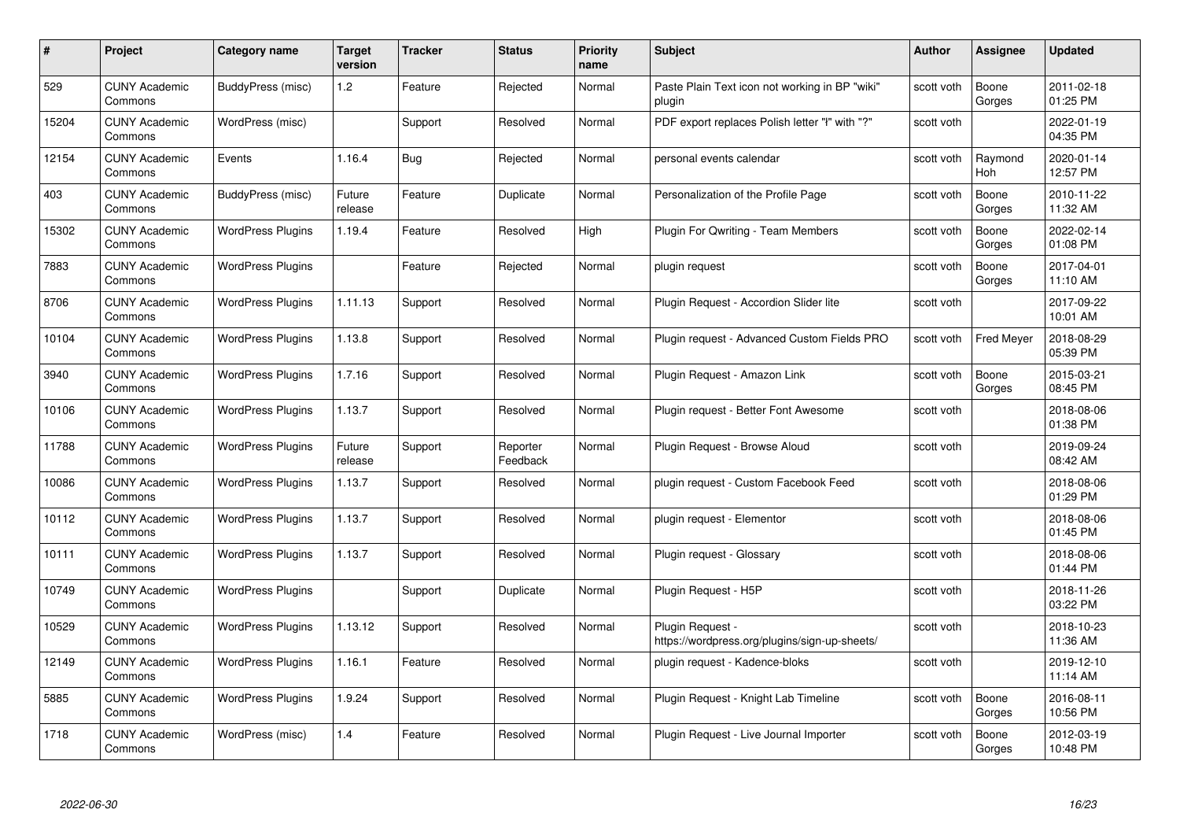| # | Project | Category name | Target version | Tracker | Status | Priority name | Subject | Author | Assignee | Updated |
|---|---|---|---|---|---|---|---|---|---|---|
| 529 | CUNY Academic Commons | BuddyPress (misc) | 1.2 | Feature | Rejected | Normal | Paste Plain Text icon not working in BP "wiki" plugin | scott voth | Boone Gorges | 2011-02-18 01:25 PM |
| 15204 | CUNY Academic Commons | WordPress (misc) | | Support | Resolved | Normal | PDF export replaces Polish letter "ł" with "?" | scott voth | | 2022-01-19 04:35 PM |
| 12154 | CUNY Academic Commons | Events | 1.16.4 | Bug | Rejected | Normal | personal events calendar | scott voth | Raymond Hoh | 2020-01-14 12:57 PM |
| 403 | CUNY Academic Commons | BuddyPress (misc) | Future release | Feature | Duplicate | Normal | Personalization of the Profile Page | scott voth | Boone Gorges | 2010-11-22 11:32 AM |
| 15302 | CUNY Academic Commons | WordPress Plugins | 1.19.4 | Feature | Resolved | High | Plugin For Qwriting - Team Members | scott voth | Boone Gorges | 2022-02-14 01:08 PM |
| 7883 | CUNY Academic Commons | WordPress Plugins | | Feature | Rejected | Normal | plugin request | scott voth | Boone Gorges | 2017-04-01 11:10 AM |
| 8706 | CUNY Academic Commons | WordPress Plugins | 1.11.13 | Support | Resolved | Normal | Plugin Request - Accordion Slider lite | scott voth | | 2017-09-22 10:01 AM |
| 10104 | CUNY Academic Commons | WordPress Plugins | 1.13.8 | Support | Resolved | Normal | Plugin request - Advanced Custom Fields PRO | scott voth | Fred Meyer | 2018-08-29 05:39 PM |
| 3940 | CUNY Academic Commons | WordPress Plugins | 1.7.16 | Support | Resolved | Normal | Plugin Request - Amazon Link | scott voth | Boone Gorges | 2015-03-21 08:45 PM |
| 10106 | CUNY Academic Commons | WordPress Plugins | 1.13.7 | Support | Resolved | Normal | Plugin request - Better Font Awesome | scott voth | | 2018-08-06 01:38 PM |
| 11788 | CUNY Academic Commons | WordPress Plugins | Future release | Support | Reporter Feedback | Normal | Plugin Request - Browse Aloud | scott voth | | 2019-09-24 08:42 AM |
| 10086 | CUNY Academic Commons | WordPress Plugins | 1.13.7 | Support | Resolved | Normal | plugin request - Custom Facebook Feed | scott voth | | 2018-08-06 01:29 PM |
| 10112 | CUNY Academic Commons | WordPress Plugins | 1.13.7 | Support | Resolved | Normal | plugin request - Elementor | scott voth | | 2018-08-06 01:45 PM |
| 10111 | CUNY Academic Commons | WordPress Plugins | 1.13.7 | Support | Resolved | Normal | Plugin request - Glossary | scott voth | | 2018-08-06 01:44 PM |
| 10749 | CUNY Academic Commons | WordPress Plugins | | Support | Duplicate | Normal | Plugin Request - H5P | scott voth | | 2018-11-26 03:22 PM |
| 10529 | CUNY Academic Commons | WordPress Plugins | 1.13.12 | Support | Resolved | Normal | Plugin Request - https://wordpress.org/plugins/sign-up-sheets/ | scott voth | | 2018-10-23 11:36 AM |
| 12149 | CUNY Academic Commons | WordPress Plugins | 1.16.1 | Feature | Resolved | Normal | plugin request - Kadence-bloks | scott voth | | 2019-12-10 11:14 AM |
| 5885 | CUNY Academic Commons | WordPress Plugins | 1.9.24 | Support | Resolved | Normal | Plugin Request - Knight Lab Timeline | scott voth | Boone Gorges | 2016-08-11 10:56 PM |
| 1718 | CUNY Academic Commons | WordPress (misc) | 1.4 | Feature | Resolved | Normal | Plugin Request - Live Journal Importer | scott voth | Boone Gorges | 2012-03-19 10:48 PM |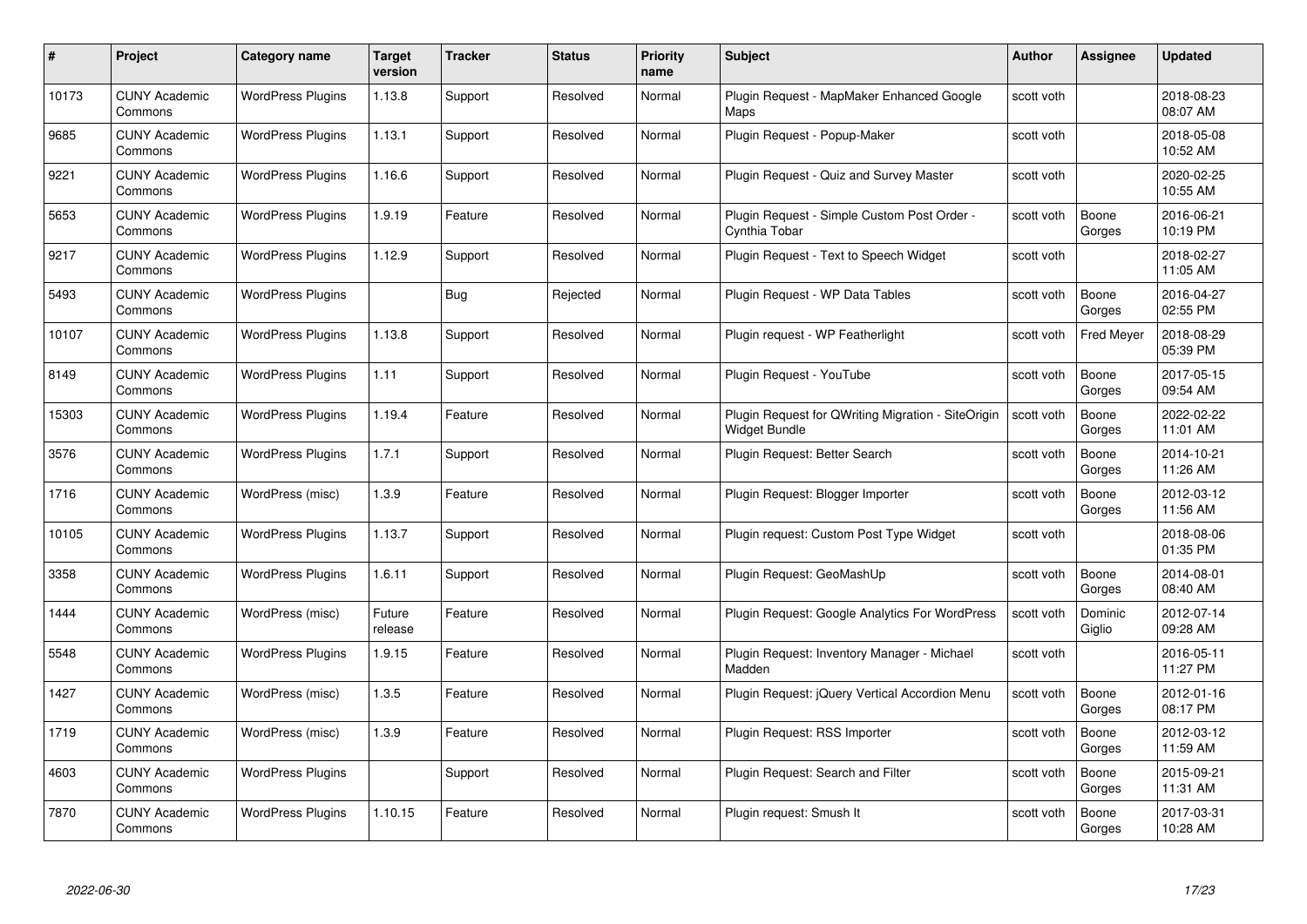| # | Project | Category name | Target version | Tracker | Status | Priority name | Subject | Author | Assignee | Updated |
|---|---|---|---|---|---|---|---|---|---|---|
| 10173 | CUNY Academic Commons | WordPress Plugins | 1.13.8 | Support | Resolved | Normal | Plugin Request - MapMaker Enhanced Google Maps | scott voth | | 2018-08-23 08:07 AM |
| 9685 | CUNY Academic Commons | WordPress Plugins | 1.13.1 | Support | Resolved | Normal | Plugin Request - Popup-Maker | scott voth | | 2018-05-08 10:52 AM |
| 9221 | CUNY Academic Commons | WordPress Plugins | 1.16.6 | Support | Resolved | Normal | Plugin Request - Quiz and Survey Master | scott voth | | 2020-02-25 10:55 AM |
| 5653 | CUNY Academic Commons | WordPress Plugins | 1.9.19 | Feature | Resolved | Normal | Plugin Request - Simple Custom Post Order - Cynthia Tobar | scott voth | Boone Gorges | 2016-06-21 10:19 PM |
| 9217 | CUNY Academic Commons | WordPress Plugins | 1.12.9 | Support | Resolved | Normal | Plugin Request - Text to Speech Widget | scott voth | | 2018-02-27 11:05 AM |
| 5493 | CUNY Academic Commons | WordPress Plugins | | Bug | Rejected | Normal | Plugin Request - WP Data Tables | scott voth | Boone Gorges | 2016-04-27 02:55 PM |
| 10107 | CUNY Academic Commons | WordPress Plugins | 1.13.8 | Support | Resolved | Normal | Plugin request - WP Featherlight | scott voth | Fred Meyer | 2018-08-29 05:39 PM |
| 8149 | CUNY Academic Commons | WordPress Plugins | 1.11 | Support | Resolved | Normal | Plugin Request - YouTube | scott voth | Boone Gorges | 2017-05-15 09:54 AM |
| 15303 | CUNY Academic Commons | WordPress Plugins | 1.19.4 | Feature | Resolved | Normal | Plugin Request for QWriting Migration - SiteOrigin Widget Bundle | scott voth | Boone Gorges | 2022-02-22 11:01 AM |
| 3576 | CUNY Academic Commons | WordPress Plugins | 1.7.1 | Support | Resolved | Normal | Plugin Request: Better Search | scott voth | Boone Gorges | 2014-10-21 11:26 AM |
| 1716 | CUNY Academic Commons | WordPress (misc) | 1.3.9 | Feature | Resolved | Normal | Plugin Request: Blogger Importer | scott voth | Boone Gorges | 2012-03-12 11:56 AM |
| 10105 | CUNY Academic Commons | WordPress Plugins | 1.13.7 | Support | Resolved | Normal | Plugin request: Custom Post Type Widget | scott voth | | 2018-08-06 01:35 PM |
| 3358 | CUNY Academic Commons | WordPress Plugins | 1.6.11 | Support | Resolved | Normal | Plugin Request: GeoMashUp | scott voth | Boone Gorges | 2014-08-01 08:40 AM |
| 1444 | CUNY Academic Commons | WordPress (misc) | Future release | Feature | Resolved | Normal | Plugin Request: Google Analytics For WordPress | scott voth | Dominic Giglio | 2012-07-14 09:28 AM |
| 5548 | CUNY Academic Commons | WordPress Plugins | 1.9.15 | Feature | Resolved | Normal | Plugin Request: Inventory Manager - Michael Madden | scott voth | | 2016-05-11 11:27 PM |
| 1427 | CUNY Academic Commons | WordPress (misc) | 1.3.5 | Feature | Resolved | Normal | Plugin Request: jQuery Vertical Accordion Menu | scott voth | Boone Gorges | 2012-01-16 08:17 PM |
| 1719 | CUNY Academic Commons | WordPress (misc) | 1.3.9 | Feature | Resolved | Normal | Plugin Request: RSS Importer | scott voth | Boone Gorges | 2012-03-12 11:59 AM |
| 4603 | CUNY Academic Commons | WordPress Plugins | | Support | Resolved | Normal | Plugin Request: Search and Filter | scott voth | Boone Gorges | 2015-09-21 11:31 AM |
| 7870 | CUNY Academic Commons | WordPress Plugins | 1.10.15 | Feature | Resolved | Normal | Plugin request: Smush It | scott voth | Boone Gorges | 2017-03-31 10:28 AM |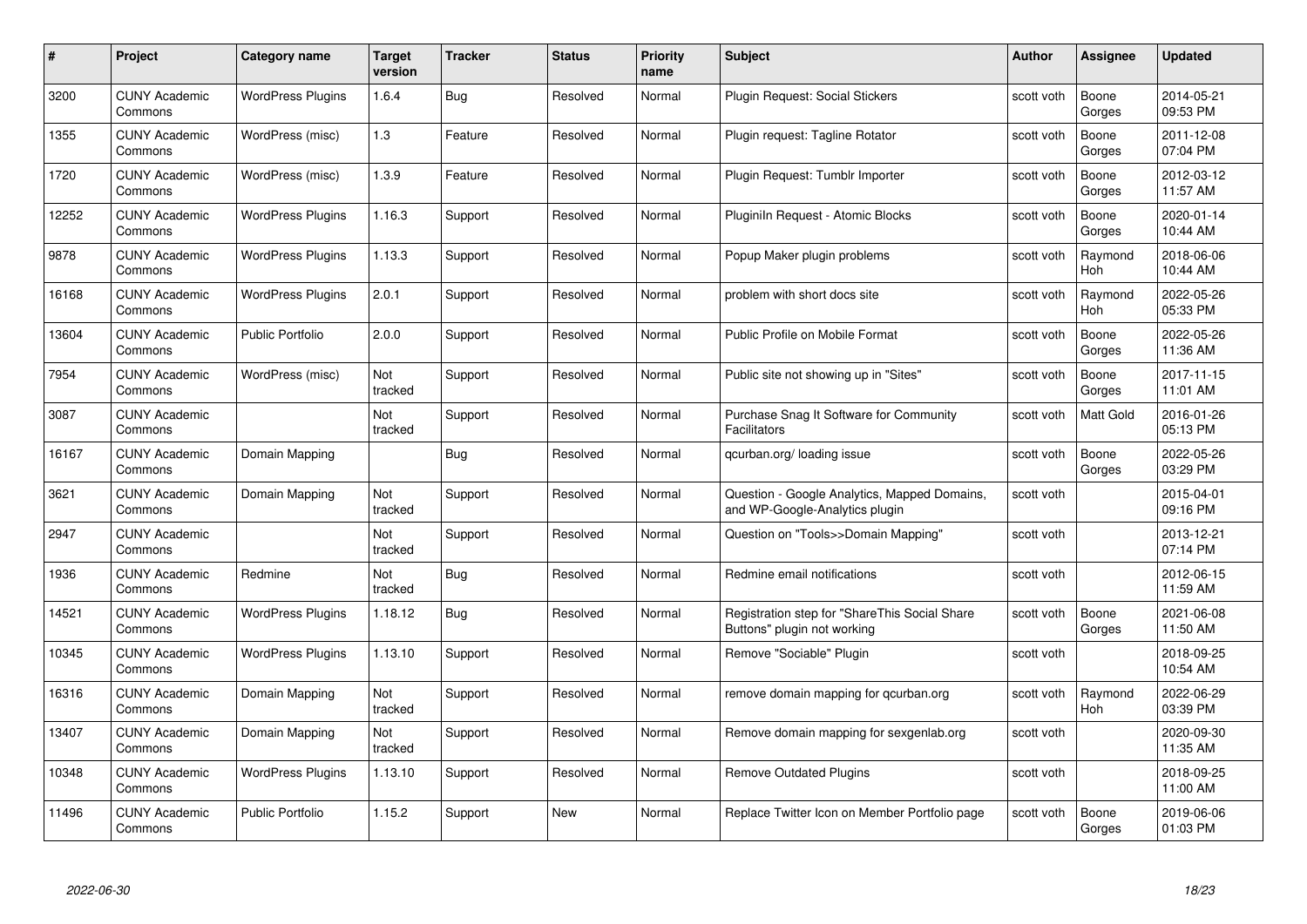| # | Project | Category name | Target version | Tracker | Status | Priority name | Subject | Author | Assignee | Updated |
|---|---|---|---|---|---|---|---|---|---|---|
| 3200 | CUNY Academic Commons | WordPress Plugins | 1.6.4 | Bug | Resolved | Normal | Plugin Request: Social Stickers | scott voth | Boone Gorges | 2014-05-21 09:53 PM |
| 1355 | CUNY Academic Commons | WordPress (misc) | 1.3 | Feature | Resolved | Normal | Plugin request: Tagline Rotator | scott voth | Boone Gorges | 2011-12-08 07:04 PM |
| 1720 | CUNY Academic Commons | WordPress (misc) | 1.3.9 | Feature | Resolved | Normal | Plugin Request: Tumblr Importer | scott voth | Boone Gorges | 2012-03-12 11:57 AM |
| 12252 | CUNY Academic Commons | WordPress Plugins | 1.16.3 | Support | Resolved | Normal | PluginIn Request - Atomic Blocks | scott voth | Boone Gorges | 2020-01-14 10:44 AM |
| 9878 | CUNY Academic Commons | WordPress Plugins | 1.13.3 | Support | Resolved | Normal | Popup Maker plugin problems | scott voth | Raymond Hoh | 2018-06-06 10:44 AM |
| 16168 | CUNY Academic Commons | WordPress Plugins | 2.0.1 | Support | Resolved | Normal | problem with short docs site | scott voth | Raymond Hoh | 2022-05-26 05:33 PM |
| 13604 | CUNY Academic Commons | Public Portfolio | 2.0.0 | Support | Resolved | Normal | Public Profile on Mobile Format | scott voth | Boone Gorges | 2022-05-26 11:36 AM |
| 7954 | CUNY Academic Commons | WordPress (misc) | Not tracked | Support | Resolved | Normal | Public site not showing up in "Sites" | scott voth | Boone Gorges | 2017-11-15 11:01 AM |
| 3087 | CUNY Academic Commons | | Not tracked | Support | Resolved | Normal | Purchase Snag It Software for Community Facilitators | scott voth | Matt Gold | 2016-01-26 05:13 PM |
| 16167 | CUNY Academic Commons | Domain Mapping | | Bug | Resolved | Normal | qcurban.org/ loading issue | scott voth | Boone Gorges | 2022-05-26 03:29 PM |
| 3621 | CUNY Academic Commons | Domain Mapping | Not tracked | Support | Resolved | Normal | Question - Google Analytics, Mapped Domains, and WP-Google-Analytics plugin | scott voth | | 2015-04-01 09:16 PM |
| 2947 | CUNY Academic Commons | | Not tracked | Support | Resolved | Normal | Question on "Tools>>Domain Mapping" | scott voth | | 2013-12-21 07:14 PM |
| 1936 | CUNY Academic Commons | Redmine | Not tracked | Bug | Resolved | Normal | Redmine email notifications | scott voth | | 2012-06-15 11:59 AM |
| 14521 | CUNY Academic Commons | WordPress Plugins | 1.18.12 | Bug | Resolved | Normal | Registration step for "ShareThis Social Share Buttons" plugin not working | scott voth | Boone Gorges | 2021-06-08 11:50 AM |
| 10345 | CUNY Academic Commons | WordPress Plugins | 1.13.10 | Support | Resolved | Normal | Remove "Sociable" Plugin | scott voth | | 2018-09-25 10:54 AM |
| 16316 | CUNY Academic Commons | Domain Mapping | Not tracked | Support | Resolved | Normal | remove domain mapping for qcurban.org | scott voth | Raymond Hoh | 2022-06-29 03:39 PM |
| 13407 | CUNY Academic Commons | Domain Mapping | Not tracked | Support | Resolved | Normal | Remove domain mapping for sexgenlab.org | scott voth | | 2020-09-30 11:35 AM |
| 10348 | CUNY Academic Commons | WordPress Plugins | 1.13.10 | Support | Resolved | Normal | Remove Outdated Plugins | scott voth | | 2018-09-25 11:00 AM |
| 11496 | CUNY Academic Commons | Public Portfolio | 1.15.2 | Support | New | Normal | Replace Twitter Icon on Member Portfolio page | scott voth | Boone Gorges | 2019-06-06 01:03 PM |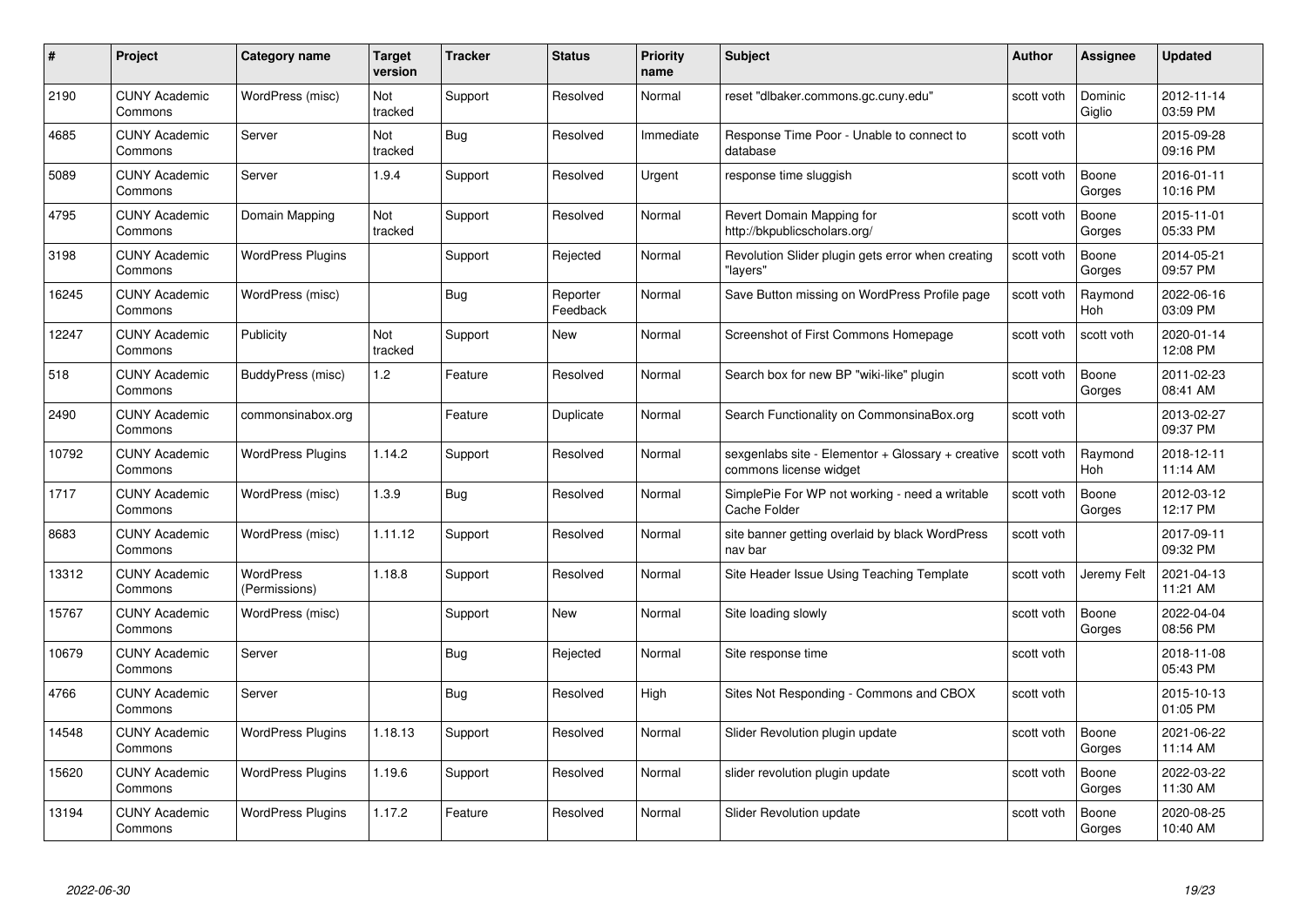| # | Project | Category name | Target version | Tracker | Status | Priority name | Subject | Author | Assignee | Updated |
|---|---|---|---|---|---|---|---|---|---|---|
| 2190 | CUNY Academic Commons | WordPress (misc) | Not tracked | Support | Resolved | Normal | reset "dlbaker.commons.gc.cuny.edu" | scott voth | Dominic Giglio | 2012-11-14 03:59 PM |
| 4685 | CUNY Academic Commons | Server | Not tracked | Bug | Resolved | Immediate | Response Time Poor - Unable to connect to database | scott voth | | 2015-09-28 09:16 PM |
| 5089 | CUNY Academic Commons | Server | 1.9.4 | Support | Resolved | Urgent | response time sluggish | scott voth | Boone Gorges | 2016-01-11 10:16 PM |
| 4795 | CUNY Academic Commons | Domain Mapping | Not tracked | Support | Resolved | Normal | Revert Domain Mapping for http://bkpublicscholars.org/ | scott voth | Boone Gorges | 2015-11-01 05:33 PM |
| 3198 | CUNY Academic Commons | WordPress Plugins | | Support | Rejected | Normal | Revolution Slider plugin gets error when creating "layers" | scott voth | Boone Gorges | 2014-05-21 09:57 PM |
| 16245 | CUNY Academic Commons | WordPress (misc) | | Bug | Reporter Feedback | Normal | Save Button missing on WordPress Profile page | scott voth | Raymond Hoh | 2022-06-16 03:09 PM |
| 12247 | CUNY Academic Commons | Publicity | Not tracked | Support | New | Normal | Screenshot of First Commons Homepage | scott voth | scott voth | 2020-01-14 12:08 PM |
| 518 | CUNY Academic Commons | BuddyPress (misc) | 1.2 | Feature | Resolved | Normal | Search box for new BP "wiki-like" plugin | scott voth | Boone Gorges | 2011-02-23 08:41 AM |
| 2490 | CUNY Academic Commons | commonsinabox.org | | Feature | Duplicate | Normal | Search Functionality on CommonsinaBox.org | scott voth | | 2013-02-27 09:37 PM |
| 10792 | CUNY Academic Commons | WordPress Plugins | 1.14.2 | Support | Resolved | Normal | sexgenlabs site - Elementor + Glossary + creative commons license widget | scott voth | Raymond Hoh | 2018-12-11 11:14 AM |
| 1717 | CUNY Academic Commons | WordPress (misc) | 1.3.9 | Bug | Resolved | Normal | SimplePie For WP not working - need a writable Cache Folder | scott voth | Boone Gorges | 2012-03-12 12:17 PM |
| 8683 | CUNY Academic Commons | WordPress (misc) | 1.11.12 | Support | Resolved | Normal | site banner getting overlaid by black WordPress nav bar | scott voth | | 2017-09-11 09:32 PM |
| 13312 | CUNY Academic Commons | WordPress (Permissions) | 1.18.8 | Support | Resolved | Normal | Site Header Issue Using Teaching Template | scott voth | Jeremy Felt | 2021-04-13 11:21 AM |
| 15767 | CUNY Academic Commons | WordPress (misc) | | Support | New | Normal | Site loading slowly | scott voth | Boone Gorges | 2022-04-04 08:56 PM |
| 10679 | CUNY Academic Commons | Server | | Bug | Rejected | Normal | Site response time | scott voth | | 2018-11-08 05:43 PM |
| 4766 | CUNY Academic Commons | Server | | Bug | Resolved | High | Sites Not Responding - Commons and CBOX | scott voth | | 2015-10-13 01:05 PM |
| 14548 | CUNY Academic Commons | WordPress Plugins | 1.18.13 | Support | Resolved | Normal | Slider Revolution plugin update | scott voth | Boone Gorges | 2021-06-22 11:14 AM |
| 15620 | CUNY Academic Commons | WordPress Plugins | 1.19.6 | Support | Resolved | Normal | slider revolution plugin update | scott voth | Boone Gorges | 2022-03-22 11:30 AM |
| 13194 | CUNY Academic Commons | WordPress Plugins | 1.17.2 | Feature | Resolved | Normal | Slider Revolution update | scott voth | Boone Gorges | 2020-08-25 10:40 AM |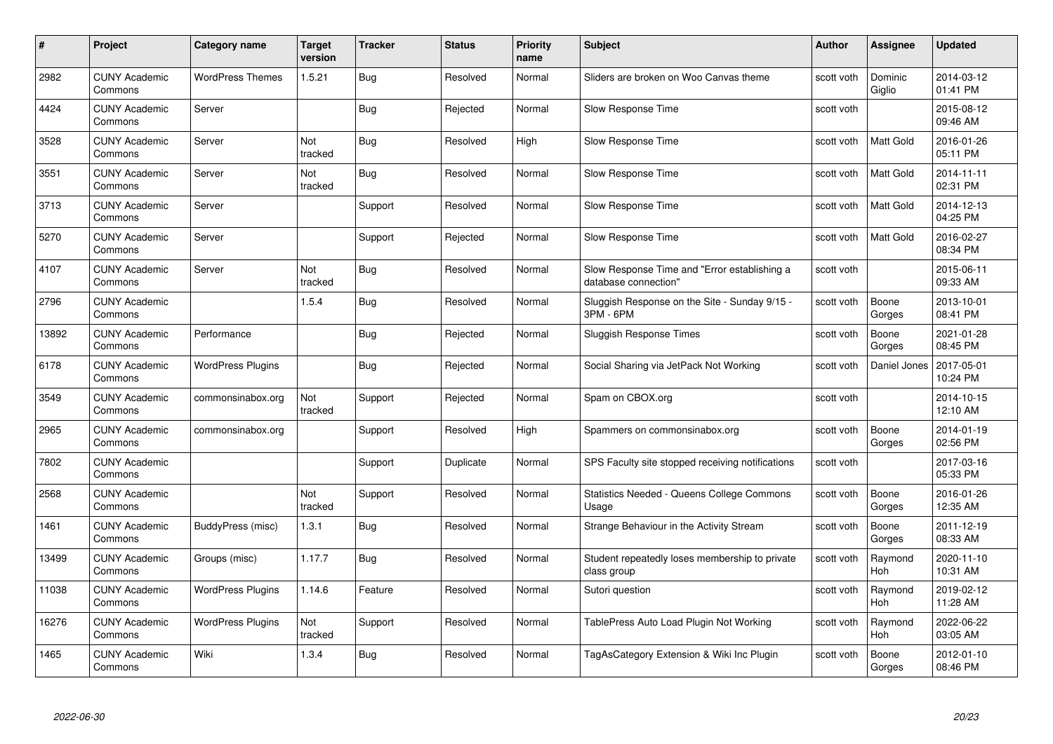| # | Project | Category name | Target version | Tracker | Status | Priority name | Subject | Author | Assignee | Updated |
|---|---|---|---|---|---|---|---|---|---|---|
| 2982 | CUNY Academic Commons | WordPress Themes | 1.5.21 | Bug | Resolved | Normal | Sliders are broken on Woo Canvas theme | scott voth | Dominic Giglio | 2014-03-12 01:41 PM |
| 4424 | CUNY Academic Commons | Server | | Bug | Rejected | Normal | Slow Response Time | scott voth | | 2015-08-12 09:46 AM |
| 3528 | CUNY Academic Commons | Server | Not tracked | Bug | Resolved | High | Slow Response Time | scott voth | Matt Gold | 2016-01-26 05:11 PM |
| 3551 | CUNY Academic Commons | Server | Not tracked | Bug | Resolved | Normal | Slow Response Time | scott voth | Matt Gold | 2014-11-11 02:31 PM |
| 3713 | CUNY Academic Commons | Server | | Support | Resolved | Normal | Slow Response Time | scott voth | Matt Gold | 2014-12-13 04:25 PM |
| 5270 | CUNY Academic Commons | Server | | Support | Rejected | Normal | Slow Response Time | scott voth | Matt Gold | 2016-02-27 08:34 PM |
| 4107 | CUNY Academic Commons | Server | Not tracked | Bug | Resolved | Normal | Slow Response Time and "Error establishing a database connection" | scott voth | | 2015-06-11 09:33 AM |
| 2796 | CUNY Academic Commons | | 1.5.4 | Bug | Resolved | Normal | Sluggish Response on the Site - Sunday 9/15 - 3PM - 6PM | scott voth | Boone Gorges | 2013-10-01 08:41 PM |
| 13892 | CUNY Academic Commons | Performance | | Bug | Rejected | Normal | Sluggish Response Times | scott voth | Boone Gorges | 2021-01-28 08:45 PM |
| 6178 | CUNY Academic Commons | WordPress Plugins | | Bug | Rejected | Normal | Social Sharing via JetPack Not Working | scott voth | Daniel Jones | 2017-05-01 10:24 PM |
| 3549 | CUNY Academic Commons | commonsinabox.org | Not tracked | Support | Rejected | Normal | Spam on CBOX.org | scott voth | | 2014-10-15 12:10 AM |
| 2965 | CUNY Academic Commons | commonsinabox.org | | Support | Resolved | High | Spammers on commonsinabox.org | scott voth | Boone Gorges | 2014-01-19 02:56 PM |
| 7802 | CUNY Academic Commons | | | Support | Duplicate | Normal | SPS Faculty site stopped receiving notifications | scott voth | | 2017-03-16 05:33 PM |
| 2568 | CUNY Academic Commons | | Not tracked | Support | Resolved | Normal | Statistics Needed - Queens College Commons Usage | scott voth | Boone Gorges | 2016-01-26 12:35 AM |
| 1461 | CUNY Academic Commons | BuddyPress (misc) | 1.3.1 | Bug | Resolved | Normal | Strange Behaviour in the Activity Stream | scott voth | Boone Gorges | 2011-12-19 08:33 AM |
| 13499 | CUNY Academic Commons | Groups (misc) | 1.17.7 | Bug | Resolved | Normal | Student repeatedly loses membership to private class group | scott voth | Raymond Hoh | 2020-11-10 10:31 AM |
| 11038 | CUNY Academic Commons | WordPress Plugins | 1.14.6 | Feature | Resolved | Normal | Sutori question | scott voth | Raymond Hoh | 2019-02-12 11:28 AM |
| 16276 | CUNY Academic Commons | WordPress Plugins | Not tracked | Support | Resolved | Normal | TablePress Auto Load Plugin Not Working | scott voth | Raymond Hoh | 2022-06-22 03:05 AM |
| 1465 | CUNY Academic Commons | Wiki | 1.3.4 | Bug | Resolved | Normal | TagAsCategory Extension & Wiki Inc Plugin | scott voth | Boone Gorges | 2012-01-10 08:46 PM |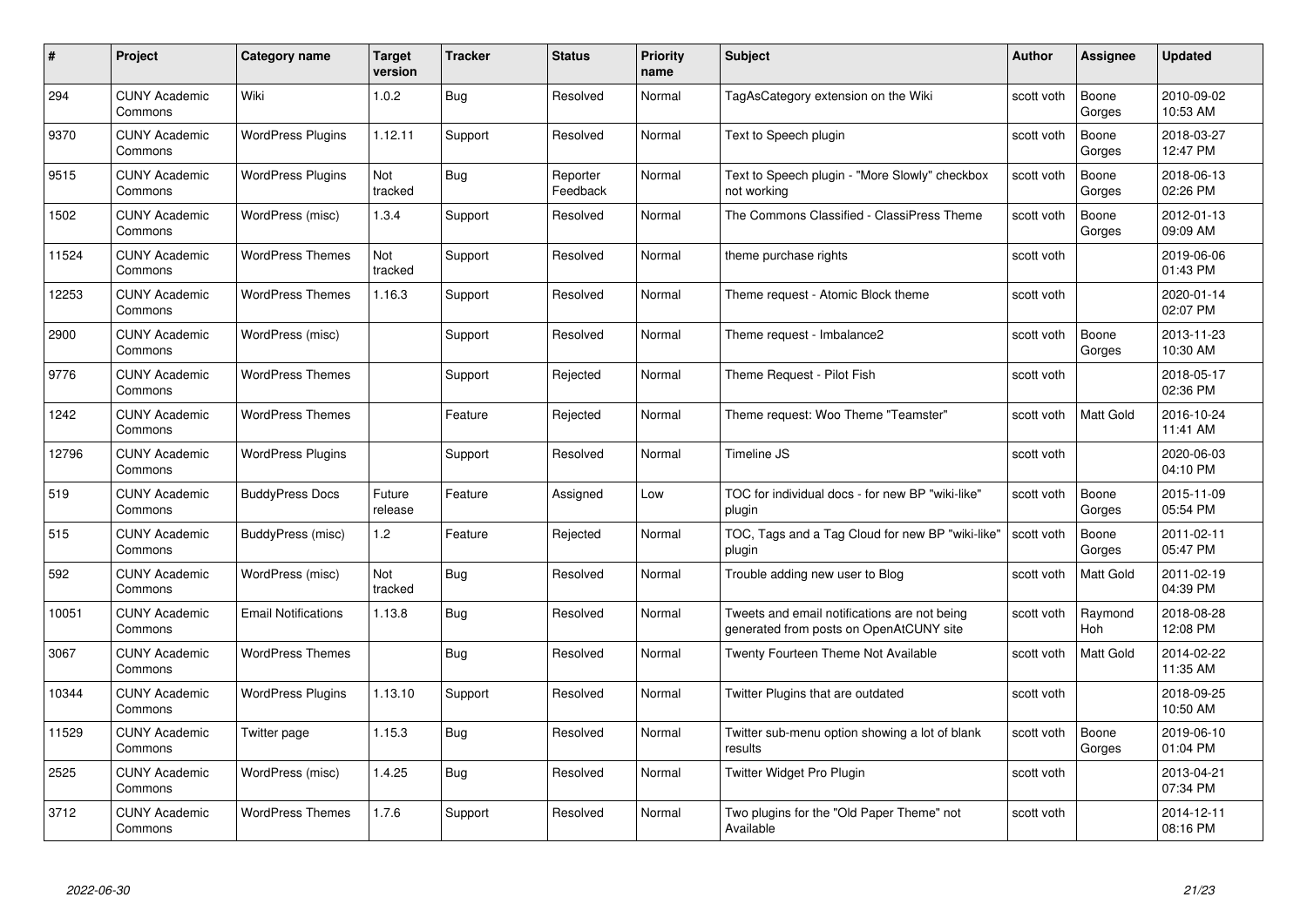| # | Project | Category name | Target version | Tracker | Status | Priority name | Subject | Author | Assignee | Updated |
|---|---|---|---|---|---|---|---|---|---|---|
| 294 | CUNY Academic Commons | Wiki | 1.0.2 | Bug | Resolved | Normal | TagAsCategory extension on the Wiki | scott voth | Boone Gorges | 2010-09-02 10:53 AM |
| 9370 | CUNY Academic Commons | WordPress Plugins | 1.12.11 | Support | Resolved | Normal | Text to Speech plugin | scott voth | Boone Gorges | 2018-03-27 12:47 PM |
| 9515 | CUNY Academic Commons | WordPress Plugins | Not tracked | Bug | Reporter Feedback | Normal | Text to Speech plugin - "More Slowly" checkbox not working | scott voth | Boone Gorges | 2018-06-13 02:26 PM |
| 1502 | CUNY Academic Commons | WordPress (misc) | 1.3.4 | Support | Resolved | Normal | The Commons Classified - ClassiPress Theme | scott voth | Boone Gorges | 2012-01-13 09:09 AM |
| 11524 | CUNY Academic Commons | WordPress Themes | Not tracked | Support | Resolved | Normal | theme purchase rights | scott voth | | 2019-06-06 01:43 PM |
| 12253 | CUNY Academic Commons | WordPress Themes | 1.16.3 | Support | Resolved | Normal | Theme request - Atomic Block theme | scott voth | | 2020-01-14 02:07 PM |
| 2900 | CUNY Academic Commons | WordPress (misc) | | Support | Resolved | Normal | Theme request - Imbalance2 | scott voth | Boone Gorges | 2013-11-23 10:30 AM |
| 9776 | CUNY Academic Commons | WordPress Themes | | Support | Rejected | Normal | Theme Request - Pilot Fish | scott voth | | 2018-05-17 02:36 PM |
| 1242 | CUNY Academic Commons | WordPress Themes | | Feature | Rejected | Normal | Theme request: Woo Theme "Teamster" | scott voth | Matt Gold | 2016-10-24 11:41 AM |
| 12796 | CUNY Academic Commons | WordPress Plugins | | Support | Resolved | Normal | Timeline JS | scott voth | | 2020-06-03 04:10 PM |
| 519 | CUNY Academic Commons | BuddyPress Docs | Future release | Feature | Assigned | Low | TOC for individual docs - for new BP "wiki-like" plugin | scott voth | Boone Gorges | 2015-11-09 05:54 PM |
| 515 | CUNY Academic Commons | BuddyPress (misc) | 1.2 | Feature | Rejected | Normal | TOC, Tags and a Tag Cloud for new BP "wiki-like" plugin | scott voth | Boone Gorges | 2011-02-11 05:47 PM |
| 592 | CUNY Academic Commons | WordPress (misc) | Not tracked | Bug | Resolved | Normal | Trouble adding new user to Blog | scott voth | Matt Gold | 2011-02-19 04:39 PM |
| 10051 | CUNY Academic Commons | Email Notifications | 1.13.8 | Bug | Resolved | Normal | Tweets and email notifications are not being generated from posts on OpenAtCUNY site | scott voth | Raymond Hoh | 2018-08-28 12:08 PM |
| 3067 | CUNY Academic Commons | WordPress Themes | | Bug | Resolved | Normal | Twenty Fourteen Theme Not Available | scott voth | Matt Gold | 2014-02-22 11:35 AM |
| 10344 | CUNY Academic Commons | WordPress Plugins | 1.13.10 | Support | Resolved | Normal | Twitter Plugins that are outdated | scott voth | | 2018-09-25 10:50 AM |
| 11529 | CUNY Academic Commons | Twitter page | 1.15.3 | Bug | Resolved | Normal | Twitter sub-menu option showing a lot of blank results | scott voth | Boone Gorges | 2019-06-10 01:04 PM |
| 2525 | CUNY Academic Commons | WordPress (misc) | 1.4.25 | Bug | Resolved | Normal | Twitter Widget Pro Plugin | scott voth | | 2013-04-21 07:34 PM |
| 3712 | CUNY Academic Commons | WordPress Themes | 1.7.6 | Support | Resolved | Normal | Two plugins for the "Old Paper Theme" not Available | scott voth | | 2014-12-11 08:16 PM |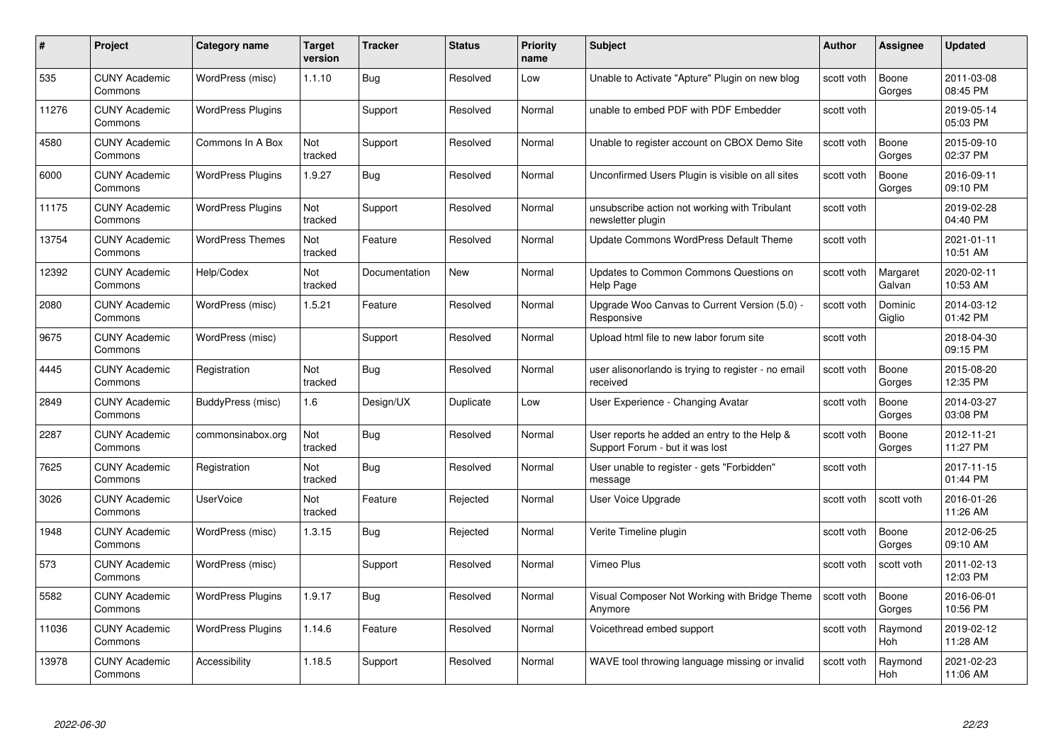| # | Project | Category name | Target version | Tracker | Status | Priority name | Subject | Author | Assignee | Updated |
|---|---|---|---|---|---|---|---|---|---|---|
| 535 | CUNY Academic Commons | WordPress (misc) | 1.1.10 | Bug | Resolved | Low | Unable to Activate "Apture" Plugin on new blog | scott voth | Boone Gorges | 2011-03-08 08:45 PM |
| 11276 | CUNY Academic Commons | WordPress Plugins | | Support | Resolved | Normal | unable to embed PDF with PDF Embedder | scott voth | | 2019-05-14 05:03 PM |
| 4580 | CUNY Academic Commons | Commons In A Box | Not tracked | Support | Resolved | Normal | Unable to register account on CBOX Demo Site | scott voth | Boone Gorges | 2015-09-10 02:37 PM |
| 6000 | CUNY Academic Commons | WordPress Plugins | 1.9.27 | Bug | Resolved | Normal | Unconfirmed Users Plugin is visible on all sites | scott voth | Boone Gorges | 2016-09-11 09:10 PM |
| 11175 | CUNY Academic Commons | WordPress Plugins | Not tracked | Support | Resolved | Normal | unsubscribe action not working with Tribulant newsletter plugin | scott voth | | 2019-02-28 04:40 PM |
| 13754 | CUNY Academic Commons | WordPress Themes | Not tracked | Feature | Resolved | Normal | Update Commons WordPress Default Theme | scott voth | | 2021-01-11 10:51 AM |
| 12392 | CUNY Academic Commons | Help/Codex | Not tracked | Documentation | New | Normal | Updates to Common Commons Questions on Help Page | scott voth | Margaret Galvan | 2020-02-11 10:53 AM |
| 2080 | CUNY Academic Commons | WordPress (misc) | 1.5.21 | Feature | Resolved | Normal | Upgrade Woo Canvas to Current Version (5.0) - Responsive | scott voth | Dominic Giglio | 2014-03-12 01:42 PM |
| 9675 | CUNY Academic Commons | WordPress (misc) | | Support | Resolved | Normal | Upload html file to new labor forum site | scott voth | | 2018-04-30 09:15 PM |
| 4445 | CUNY Academic Commons | Registration | Not tracked | Bug | Resolved | Normal | user alisonorlando is trying to register - no email received | scott voth | Boone Gorges | 2015-08-20 12:35 PM |
| 2849 | CUNY Academic Commons | BuddyPress (misc) | 1.6 | Design/UX | Duplicate | Low | User Experience - Changing Avatar | scott voth | Boone Gorges | 2014-03-27 03:08 PM |
| 2287 | CUNY Academic Commons | commonsinabox.org | Not tracked | Bug | Resolved | Normal | User reports he added an entry to the Help & Support Forum - but it was lost | scott voth | Boone Gorges | 2012-11-21 11:27 PM |
| 7625 | CUNY Academic Commons | Registration | Not tracked | Bug | Resolved | Normal | User unable to register - gets "Forbidden" message | scott voth | | 2017-11-15 01:44 PM |
| 3026 | CUNY Academic Commons | UserVoice | Not tracked | Feature | Rejected | Normal | User Voice Upgrade | scott voth | scott voth | 2016-01-26 11:26 AM |
| 1948 | CUNY Academic Commons | WordPress (misc) | 1.3.15 | Bug | Rejected | Normal | Verite Timeline plugin | scott voth | Boone Gorges | 2012-06-25 09:10 AM |
| 573 | CUNY Academic Commons | WordPress (misc) | | Support | Resolved | Normal | Vimeo Plus | scott voth | scott voth | 2011-02-13 12:03 PM |
| 5582 | CUNY Academic Commons | WordPress Plugins | 1.9.17 | Bug | Resolved | Normal | Visual Composer Not Working with Bridge Theme Anymore | scott voth | Boone Gorges | 2016-06-01 10:56 PM |
| 11036 | CUNY Academic Commons | WordPress Plugins | 1.14.6 | Feature | Resolved | Normal | Voicethread embed support | scott voth | Raymond Hoh | 2019-02-12 11:28 AM |
| 13978 | CUNY Academic Commons | Accessibility | 1.18.5 | Support | Resolved | Normal | WAVE tool throwing language missing or invalid | scott voth | Raymond Hoh | 2021-02-23 11:06 AM |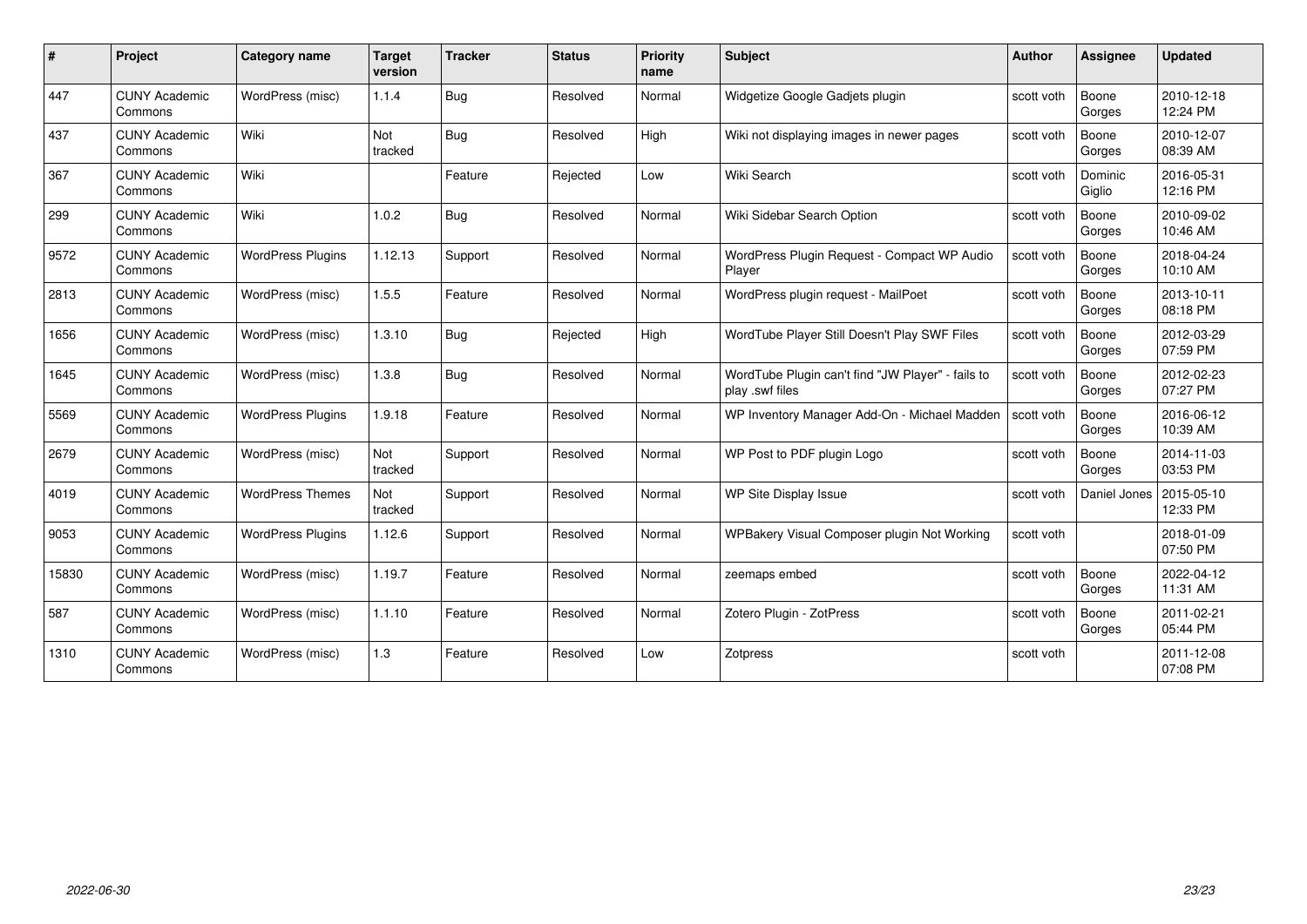| # | Project | Category name | Target version | Tracker | Status | Priority name | Subject | Author | Assignee | Updated |
|---|---|---|---|---|---|---|---|---|---|---|
| 447 | CUNY Academic Commons | WordPress (misc) | 1.1.4 | Bug | Resolved | Normal | Widgetize Google Gadjets plugin | scott voth | Boone Gorges | 2010-12-18 12:24 PM |
| 437 | CUNY Academic Commons | Wiki | Not tracked | Bug | Resolved | High | Wiki not displaying images in newer pages | scott voth | Boone Gorges | 2010-12-07 08:39 AM |
| 367 | CUNY Academic Commons | Wiki | | Feature | Rejected | Low | Wiki Search | scott voth | Dominic Giglio | 2016-05-31 12:16 PM |
| 299 | CUNY Academic Commons | Wiki | 1.0.2 | Bug | Resolved | Normal | Wiki Sidebar Search Option | scott voth | Boone Gorges | 2010-09-02 10:46 AM |
| 9572 | CUNY Academic Commons | WordPress Plugins | 1.12.13 | Support | Resolved | Normal | WordPress Plugin Request - Compact WP Audio Player | scott voth | Boone Gorges | 2018-04-24 10:10 AM |
| 2813 | CUNY Academic Commons | WordPress (misc) | 1.5.5 | Feature | Resolved | Normal | WordPress plugin request - MailPoet | scott voth | Boone Gorges | 2013-10-11 08:18 PM |
| 1656 | CUNY Academic Commons | WordPress (misc) | 1.3.10 | Bug | Rejected | High | WordTube Player Still Doesn't Play SWF Files | scott voth | Boone Gorges | 2012-03-29 07:59 PM |
| 1645 | CUNY Academic Commons | WordPress (misc) | 1.3.8 | Bug | Resolved | Normal | WordTube Plugin can't find "JW Player" - fails to play .swf files | scott voth | Boone Gorges | 2012-02-23 07:27 PM |
| 5569 | CUNY Academic Commons | WordPress Plugins | 1.9.18 | Feature | Resolved | Normal | WP Inventory Manager Add-On - Michael Madden | scott voth | Boone Gorges | 2016-06-12 10:39 AM |
| 2679 | CUNY Academic Commons | WordPress (misc) | Not tracked | Support | Resolved | Normal | WP Post to PDF plugin Logo | scott voth | Boone Gorges | 2014-11-03 03:53 PM |
| 4019 | CUNY Academic Commons | WordPress Themes | Not tracked | Support | Resolved | Normal | WP Site Display Issue | scott voth | Daniel Jones | 2015-05-10 12:33 PM |
| 9053 | CUNY Academic Commons | WordPress Plugins | 1.12.6 | Support | Resolved | Normal | WPBakery Visual Composer plugin Not Working | scott voth | | 2018-01-09 07:50 PM |
| 15830 | CUNY Academic Commons | WordPress (misc) | 1.19.7 | Feature | Resolved | Normal | zeemaps embed | scott voth | Boone Gorges | 2022-04-12 11:31 AM |
| 587 | CUNY Academic Commons | WordPress (misc) | 1.1.10 | Feature | Resolved | Normal | Zotero Plugin - ZotPress | scott voth | Boone Gorges | 2011-02-21 05:44 PM |
| 1310 | CUNY Academic Commons | WordPress (misc) | 1.3 | Feature | Resolved | Low | Zotpress | scott voth | | 2011-12-08 07:08 PM |